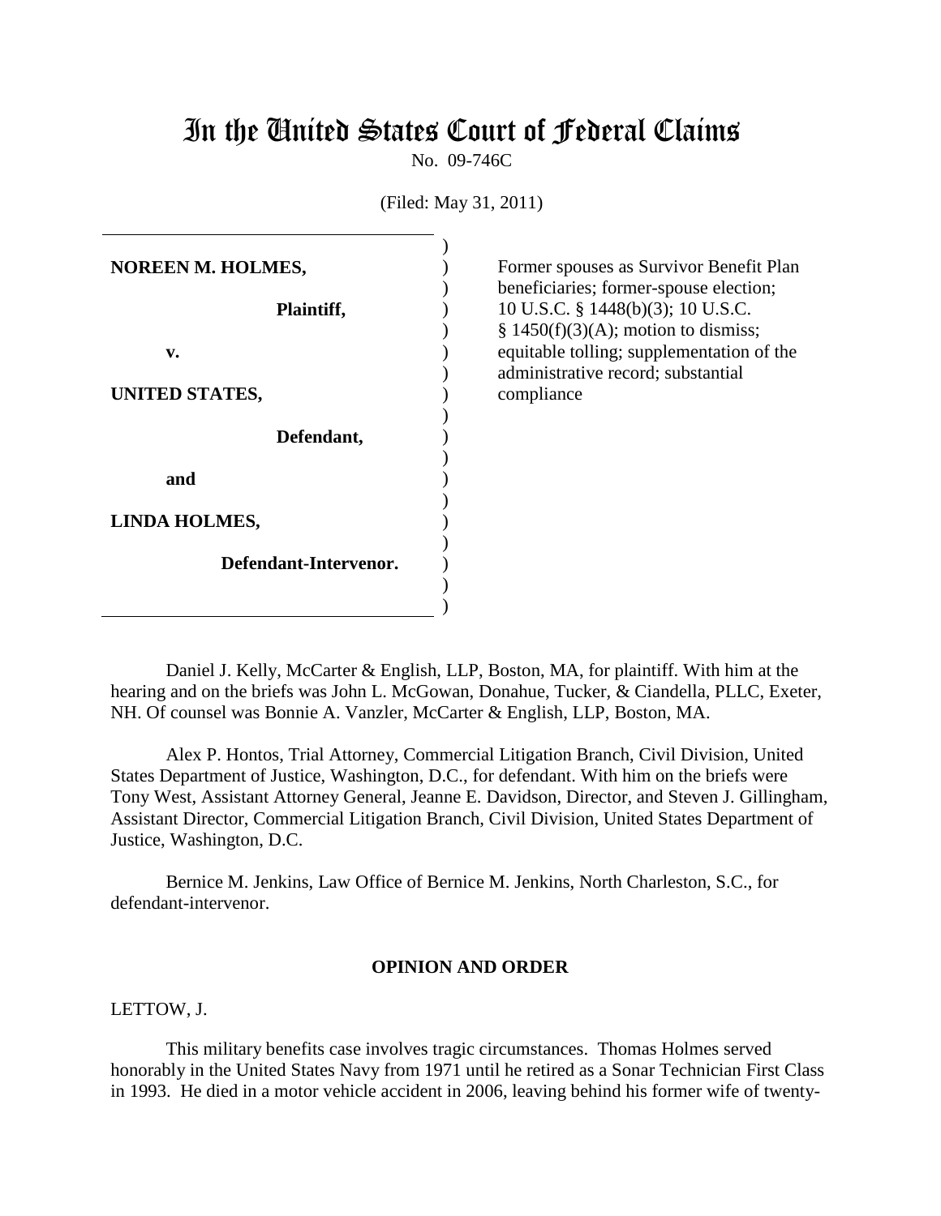# In the United States Court of Federal Claims

No. 09-746C

(Filed: May 31, 2011)

| | |
|---|---|
| **NOREEN M. HOLMES,**<br><br>**Plaintiff,**<br><br>**v.**<br><br>**UNITED STATES,**<br><br>**Defendant,**<br><br>**and**<br><br>**LINDA HOLMES,**<br><br>**Defendant-Intervenor.** | Former spouses as Survivor Benefit Plan beneficiaries; former-spouse election; 10 U.S.C. § 1448(b)(3); 10 U.S.C. § 1450(f)(3)(A); motion to dismiss; equitable tolling; supplementation of the administrative record; substantial compliance |

Daniel J. Kelly, McCarter & English, LLP, Boston, MA, for plaintiff. With him at the hearing and on the briefs was John L. McGowan, Donahue, Tucker, & Ciandella, PLLC, Exeter, NH. Of counsel was Bonnie A. Vanzler, McCarter & English, LLP, Boston, MA.

Alex P. Hontos, Trial Attorney, Commercial Litigation Branch, Civil Division, United States Department of Justice, Washington, D.C., for defendant. With him on the briefs were Tony West, Assistant Attorney General, Jeanne E. Davidson, Director, and Steven J. Gillingham, Assistant Director, Commercial Litigation Branch, Civil Division, United States Department of Justice, Washington, D.C.

Bernice M. Jenkins, Law Office of Bernice M. Jenkins, North Charleston, S.C., for defendant-intervenor.

## OPINION AND ORDER

LETTOW, J.

This military benefits case involves tragic circumstances. Thomas Holmes served honorably in the United States Navy from 1971 until he retired as a Sonar Technician First Class in 1993. He died in a motor vehicle accident in 2006, leaving behind his former wife of twenty-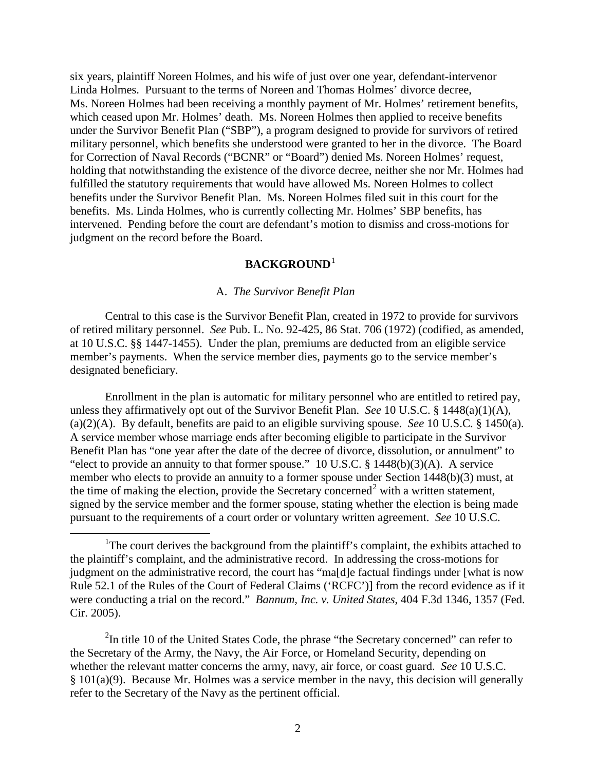six years, plaintiff Noreen Holmes, and his wife of just over one year, defendant-intervenor Linda Holmes. Pursuant to the terms of Noreen and Thomas Holmes' divorce decree, Ms. Noreen Holmes had been receiving a monthly payment of Mr. Holmes' retirement benefits, which ceased upon Mr. Holmes' death. Ms. Noreen Holmes then applied to receive benefits under the Survivor Benefit Plan ("SBP"), a program designed to provide for survivors of retired military personnel, which benefits she understood were granted to her in the divorce. The Board for Correction of Naval Records ("BCNR" or "Board") denied Ms. Noreen Holmes' request, holding that notwithstanding the existence of the divorce decree, neither she nor Mr. Holmes had fulfilled the statutory requirements that would have allowed Ms. Noreen Holmes to collect benefits under the Survivor Benefit Plan. Ms. Noreen Holmes filed suit in this court for the benefits. Ms. Linda Holmes, who is currently collecting Mr. Holmes' SBP benefits, has intervened. Pending before the court are defendant's motion to dismiss and cross-motions for judgment on the record before the Board.

## BACKGROUND[1]

### A. *The Survivor Benefit Plan*

Central to this case is the Survivor Benefit Plan, created in 1972 to provide for survivors of retired military personnel. *See* Pub. L. No. 92-425, 86 Stat. 706 (1972) (codified, as amended, at 10 U.S.C. §§ 1447-1455). Under the plan, premiums are deducted from an eligible service member's payments. When the service member dies, payments go to the service member's designated beneficiary.

Enrollment in the plan is automatic for military personnel who are entitled to retired pay, unless they affirmatively opt out of the Survivor Benefit Plan. *See* 10 U.S.C. § 1448(a)(1)(A), (a)(2)(A). By default, benefits are paid to an eligible surviving spouse. *See* 10 U.S.C. § 1450(a). A service member whose marriage ends after becoming eligible to participate in the Survivor Benefit Plan has "one year after the date of the decree of divorce, dissolution, or annulment" to "elect to provide an annuity to that former spouse." 10 U.S.C. § 1448(b)(3)(A). A service member who elects to provide an annuity to a former spouse under Section 1448(b)(3) must, at the time of making the election, provide the Secretary concerned[2] with a written statement, signed by the service member and the former spouse, stating whether the election is being made pursuant to the requirements of a court order or voluntary written agreement. *See* 10 U.S.C.

---

[1] The court derives the background from the plaintiff's complaint, the exhibits attached to the plaintiff's complaint, and the administrative record. In addressing the cross-motions for judgment on the administrative record, the court has "ma[d]e factual findings under [what is now Rule 52.1 of the Rules of the Court of Federal Claims ('RCFC')] from the record evidence as if it were conducting a trial on the record." *Bannum, Inc. v. United States*, 404 F.3d 1346, 1357 (Fed. Cir. 2005).

[2] In title 10 of the United States Code, the phrase "the Secretary concerned" can refer to the Secretary of the Army, the Navy, the Air Force, or Homeland Security, depending on whether the relevant matter concerns the army, navy, air force, or coast guard. *See* 10 U.S.C. § 101(a)(9). Because Mr. Holmes was a service member in the navy, this decision will generally refer to the Secretary of the Navy as the pertinent official.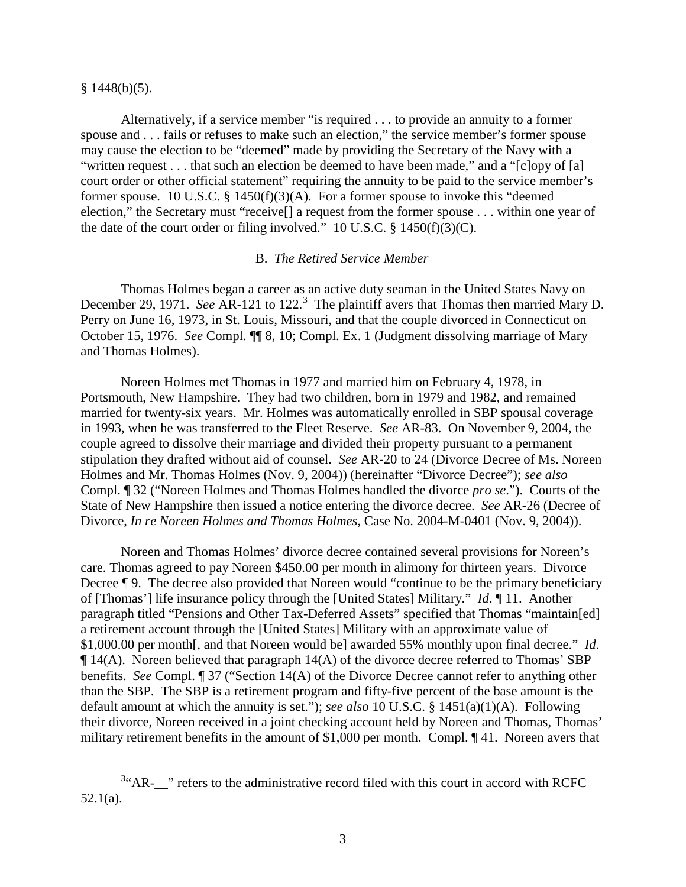§ 1448(b)(5).

Alternatively, if a service member "is required . . . to provide an annuity to a former spouse and . . . fails or refuses to make such an election," the service member's former spouse may cause the election to be "deemed" made by providing the Secretary of the Navy with a "written request . . . that such an election be deemed to have been made," and a "[c]opy of [a] court order or other official statement" requiring the annuity to be paid to the service member's former spouse. 10 U.S.C. § 1450(f)(3)(A). For a former spouse to invoke this "deemed election," the Secretary must "receive[] a request from the former spouse . . . within one year of the date of the court order or filing involved." 10 U.S.C. § 1450(f)(3)(C).

### B. *The Retired Service Member*

Thomas Holmes began a career as an active duty seaman in the United States Navy on December 29, 1971. *See* AR-121 to 122.[3] The plaintiff avers that Thomas then married Mary D. Perry on June 16, 1973, in St. Louis, Missouri, and that the couple divorced in Connecticut on October 15, 1976. *See* Compl. ¶¶ 8, 10; Compl. Ex. 1 (Judgment dissolving marriage of Mary and Thomas Holmes).

Noreen Holmes met Thomas in 1977 and married him on February 4, 1978, in Portsmouth, New Hampshire. They had two children, born in 1979 and 1982, and remained married for twenty-six years. Mr. Holmes was automatically enrolled in SBP spousal coverage in 1993, when he was transferred to the Fleet Reserve. *See* AR-83. On November 9, 2004, the couple agreed to dissolve their marriage and divided their property pursuant to a permanent stipulation they drafted without aid of counsel. *See* AR-20 to 24 (Divorce Decree of Ms. Noreen Holmes and Mr. Thomas Holmes (Nov. 9, 2004)) (hereinafter "Divorce Decree"); *see also* Compl. ¶ 32 ("Noreen Holmes and Thomas Holmes handled the divorce *pro se*."). Courts of the State of New Hampshire then issued a notice entering the divorce decree. *See* AR-26 (Decree of Divorce, *In re Noreen Holmes and Thomas Holmes*, Case No. 2004-M-0401 (Nov. 9, 2004)).

Noreen and Thomas Holmes' divorce decree contained several provisions for Noreen's care. Thomas agreed to pay Noreen $450.00 per month in alimony for thirteen years. Divorce Decree ¶ 9. The decree also provided that Noreen would "continue to be the primary beneficiary of [Thomas'] life insurance policy through the [United States] Military." *Id*. ¶ 11. Another paragraph titled "Pensions and Other Tax-Deferred Assets" specified that Thomas "maintain[ed] a retirement account through the [United States] Military with an approximate value of $1,000.00 per month[, and that Noreen would be] awarded 55% monthly upon final decree." *Id*. ¶ 14(A). Noreen believed that paragraph 14(A) of the divorce decree referred to Thomas' SBP benefits. *See* Compl. ¶ 37 ("Section 14(A) of the Divorce Decree cannot refer to anything other than the SBP. The SBP is a retirement program and fifty-five percent of the base amount is the default amount at which the annuity is set."); *see also* 10 U.S.C. § 1451(a)(1)(A). Following their divorce, Noreen received in a joint checking account held by Noreen and Thomas, Thomas' military retirement benefits in the amount of $1,000 per month. Compl. ¶ 41. Noreen avers that

[3] "AR-__" refers to the administrative record filed with this court in accord with RCFC 52.1(a).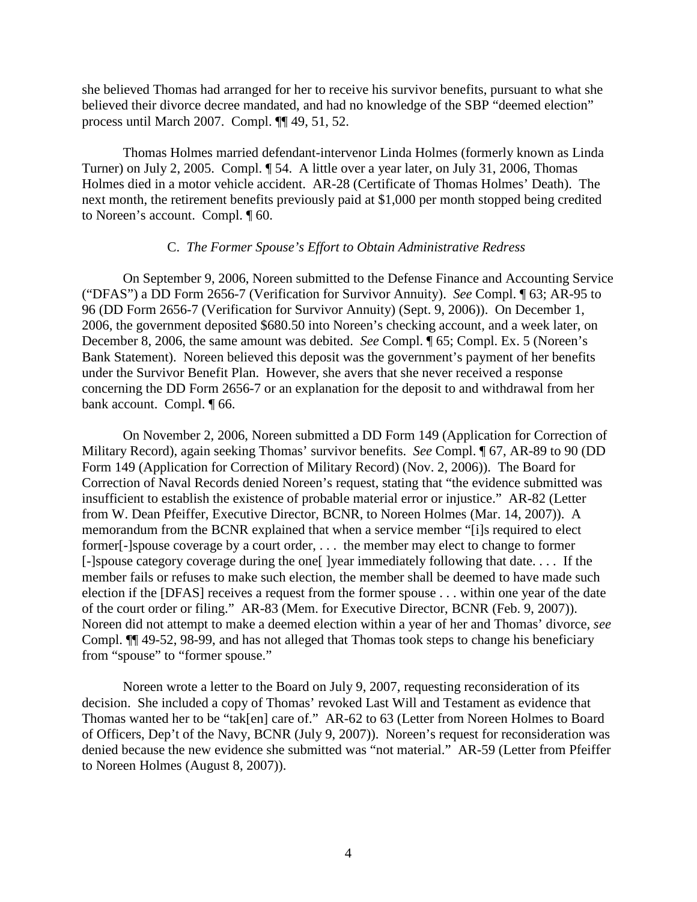she believed Thomas had arranged for her to receive his survivor benefits, pursuant to what she believed their divorce decree mandated, and had no knowledge of the SBP "deemed election" process until March 2007. Compl. ¶¶ 49, 51, 52.

Thomas Holmes married defendant-intervenor Linda Holmes (formerly known as Linda Turner) on July 2, 2005. Compl. ¶ 54. A little over a year later, on July 31, 2006, Thomas Holmes died in a motor vehicle accident. AR-28 (Certificate of Thomas Holmes' Death). The next month, the retirement benefits previously paid at $1,000 per month stopped being credited to Noreen's account. Compl. ¶ 60.

### C. *The Former Spouse's Effort to Obtain Administrative Redress*

On September 9, 2006, Noreen submitted to the Defense Finance and Accounting Service ("DFAS") a DD Form 2656-7 (Verification for Survivor Annuity). *See* Compl. ¶ 63; AR-95 to 96 (DD Form 2656-7 (Verification for Survivor Annuity) (Sept. 9, 2006)). On December 1, 2006, the government deposited $680.50 into Noreen's checking account, and a week later, on December 8, 2006, the same amount was debited. *See* Compl. ¶ 65; Compl. Ex. 5 (Noreen's Bank Statement). Noreen believed this deposit was the government's payment of her benefits under the Survivor Benefit Plan. However, she avers that she never received a response concerning the DD Form 2656-7 or an explanation for the deposit to and withdrawal from her bank account. Compl. ¶ 66.

On November 2, 2006, Noreen submitted a DD Form 149 (Application for Correction of Military Record), again seeking Thomas' survivor benefits. *See* Compl. ¶ 67, AR-89 to 90 (DD Form 149 (Application for Correction of Military Record) (Nov. 2, 2006)). The Board for Correction of Naval Records denied Noreen's request, stating that "the evidence submitted was insufficient to establish the existence of probable material error or injustice." AR-82 (Letter from W. Dean Pfeiffer, Executive Director, BCNR, to Noreen Holmes (Mar. 14, 2007)). A memorandum from the BCNR explained that when a service member "[i]s required to elect former[-]spouse coverage by a court order, . . . the member may elect to change to former [-]spouse category coverage during the one[ ]year immediately following that date. . . . If the member fails or refuses to make such election, the member shall be deemed to have made such election if the [DFAS] receives a request from the former spouse . . . within one year of the date of the court order or filing." AR-83 (Mem. for Executive Director, BCNR (Feb. 9, 2007)). Noreen did not attempt to make a deemed election within a year of her and Thomas' divorce, *see* Compl. ¶¶ 49-52, 98-99, and has not alleged that Thomas took steps to change his beneficiary from "spouse" to "former spouse."

Noreen wrote a letter to the Board on July 9, 2007, requesting reconsideration of its decision. She included a copy of Thomas' revoked Last Will and Testament as evidence that Thomas wanted her to be "tak[en] care of." AR-62 to 63 (Letter from Noreen Holmes to Board of Officers, Dep't of the Navy, BCNR (July 9, 2007)). Noreen's request for reconsideration was denied because the new evidence she submitted was "not material." AR-59 (Letter from Pfeiffer to Noreen Holmes (August 8, 2007)).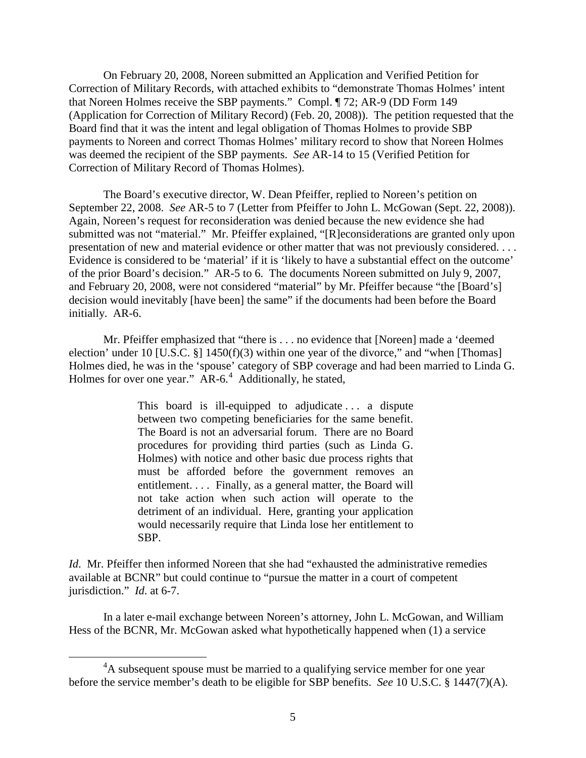On February 20, 2008, Noreen submitted an Application and Verified Petition for Correction of Military Records, with attached exhibits to "demonstrate Thomas Holmes' intent that Noreen Holmes receive the SBP payments." Compl. ¶ 72; AR-9 (DD Form 149 (Application for Correction of Military Record) (Feb. 20, 2008)). The petition requested that the Board find that it was the intent and legal obligation of Thomas Holmes to provide SBP payments to Noreen and correct Thomas Holmes' military record to show that Noreen Holmes was deemed the recipient of the SBP payments. *See* AR-14 to 15 (Verified Petition for Correction of Military Record of Thomas Holmes).

The Board's executive director, W. Dean Pfeiffer, replied to Noreen's petition on September 22, 2008. *See* AR-5 to 7 (Letter from Pfeiffer to John L. McGowan (Sept. 22, 2008)). Again, Noreen's request for reconsideration was denied because the new evidence she had submitted was not "material." Mr. Pfeiffer explained, "[R]econsiderations are granted only upon presentation of new and material evidence or other matter that was not previously considered. . . . Evidence is considered to be 'material' if it is 'likely to have a substantial effect on the outcome' of the prior Board's decision." AR-5 to 6. The documents Noreen submitted on July 9, 2007, and February 20, 2008, were not considered "material" by Mr. Pfeiffer because "the [Board's] decision would inevitably [have been] the same" if the documents had been before the Board initially. AR-6.

Mr. Pfeiffer emphasized that "there is . . . no evidence that [Noreen] made a 'deemed election' under 10 [U.S.C. §] 1450(f)(3) within one year of the divorce," and "when [Thomas] Holmes died, he was in the 'spouse' category of SBP coverage and had been married to Linda G. Holmes for over one year." AR-6.[4] Additionally, he stated,

> This board is ill-equipped to adjudicate . . . a dispute between two competing beneficiaries for the same benefit. The Board is not an adversarial forum. There are no Board procedures for providing third parties (such as Linda G. Holmes) with notice and other basic due process rights that must be afforded before the government removes an entitlement. . . . Finally, as a general matter, the Board will not take action when such action will operate to the detriment of an individual. Here, granting your application would necessarily require that Linda lose her entitlement to SBP.

*Id*. Mr. Pfeiffer then informed Noreen that she had "exhausted the administrative remedies available at BCNR" but could continue to "pursue the matter in a court of competent jurisdiction." *Id*. at 6-7.

In a later e-mail exchange between Noreen's attorney, John L. McGowan, and William Hess of the BCNR, Mr. McGowan asked what hypothetically happened when (1) a service

[4] A subsequent spouse must be married to a qualifying service member for one year before the service member's death to be eligible for SBP benefits. *See* 10 U.S.C. § 1447(7)(A).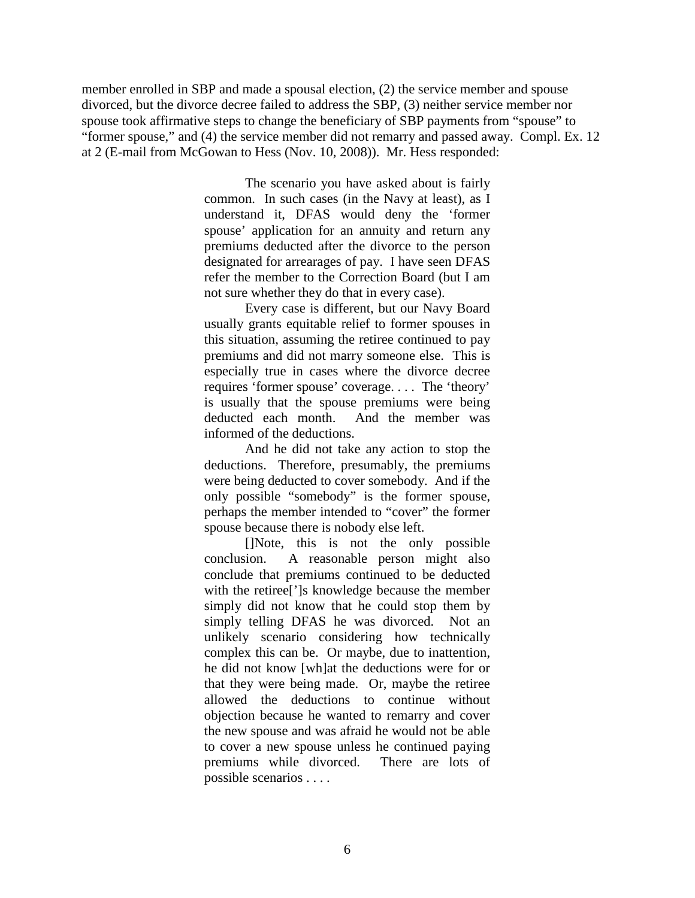member enrolled in SBP and made a spousal election, (2) the service member and spouse divorced, but the divorce decree failed to address the SBP, (3) neither service member nor spouse took affirmative steps to change the beneficiary of SBP payments from "spouse" to "former spouse," and (4) the service member did not remarry and passed away. Compl. Ex. 12 at 2 (E-mail from McGowan to Hess (Nov. 10, 2008)). Mr. Hess responded:

> The scenario you have asked about is fairly common. In such cases (in the Navy at least), as I understand it, DFAS would deny the 'former spouse' application for an annuity and return any premiums deducted after the divorce to the person designated for arrearages of pay. I have seen DFAS refer the member to the Correction Board (but I am not sure whether they do that in every case).
>
> Every case is different, but our Navy Board usually grants equitable relief to former spouses in this situation, assuming the retiree continued to pay premiums and did not marry someone else. This is especially true in cases where the divorce decree requires 'former spouse' coverage. . . . The 'theory' is usually that the spouse premiums were being deducted each month. And the member was informed of the deductions.
>
> And he did not take any action to stop the deductions. Therefore, presumably, the premiums were being deducted to cover somebody. And if the only possible "somebody" is the former spouse, perhaps the member intended to "cover" the former spouse because there is nobody else left.
>
> []Note, this is not the only possible conclusion. A reasonable person might also conclude that premiums continued to be deducted with the retiree[']s knowledge because the member simply did not know that he could stop them by simply telling DFAS he was divorced. Not an unlikely scenario considering how technically complex this can be. Or maybe, due to inattention, he did not know [wh]at the deductions were for or that they were being made. Or, maybe the retiree allowed the deductions to continue without objection because he wanted to remarry and cover the new spouse and was afraid he would not be able to cover a new spouse unless he continued paying premiums while divorced. There are lots of possible scenarios . . . .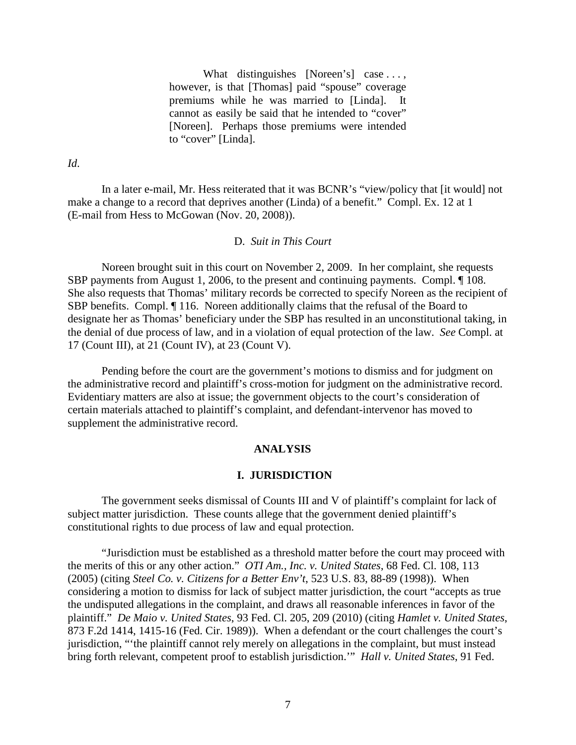> What distinguishes [Noreen's] case . . . , however, is that [Thomas] paid "spouse" coverage premiums while he was married to [Linda]. It cannot as easily be said that he intended to "cover" [Noreen]. Perhaps those premiums were intended to "cover" [Linda].

*Id.*

In a later e-mail, Mr. Hess reiterated that it was BCNR's "view/policy that [it would] not make a change to a record that deprives another (Linda) of a benefit." Compl. Ex. 12 at 1 (E-mail from Hess to McGowan (Nov. 20, 2008)).

### D. *Suit in This Court*

Noreen brought suit in this court on November 2, 2009. In her complaint, she requests SBP payments from August 1, 2006, to the present and continuing payments. Compl. ¶ 108. She also requests that Thomas' military records be corrected to specify Noreen as the recipient of SBP benefits. Compl. ¶ 116. Noreen additionally claims that the refusal of the Board to designate her as Thomas' beneficiary under the SBP has resulted in an unconstitutional taking, in the denial of due process of law, and in a violation of equal protection of the law. *See* Compl. at 17 (Count III), at 21 (Count IV), at 23 (Count V).

Pending before the court are the government's motions to dismiss and for judgment on the administrative record and plaintiff's cross-motion for judgment on the administrative record. Evidentiary matters are also at issue; the government objects to the court's consideration of certain materials attached to plaintiff's complaint, and defendant-intervenor has moved to supplement the administrative record.

## ANALYSIS

## I. JURISDICTION

The government seeks dismissal of Counts III and V of plaintiff's complaint for lack of subject matter jurisdiction. These counts allege that the government denied plaintiff's constitutional rights to due process of law and equal protection.

"Jurisdiction must be established as a threshold matter before the court may proceed with the merits of this or any other action." *OTI Am., Inc. v. United States*, 68 Fed. Cl. 108, 113 (2005) (citing *Steel Co. v. Citizens for a Better Env't*, 523 U.S. 83, 88-89 (1998)). When considering a motion to dismiss for lack of subject matter jurisdiction, the court "accepts as true the undisputed allegations in the complaint, and draws all reasonable inferences in favor of the plaintiff." *De Maio v. United States*, 93 Fed. Cl. 205, 209 (2010) (citing *Hamlet v. United States*, 873 F.2d 1414, 1415-16 (Fed. Cir. 1989)). When a defendant or the court challenges the court's jurisdiction, "'the plaintiff cannot rely merely on allegations in the complaint, but must instead bring forth relevant, competent proof to establish jurisdiction.'" *Hall v. United States*, 91 Fed.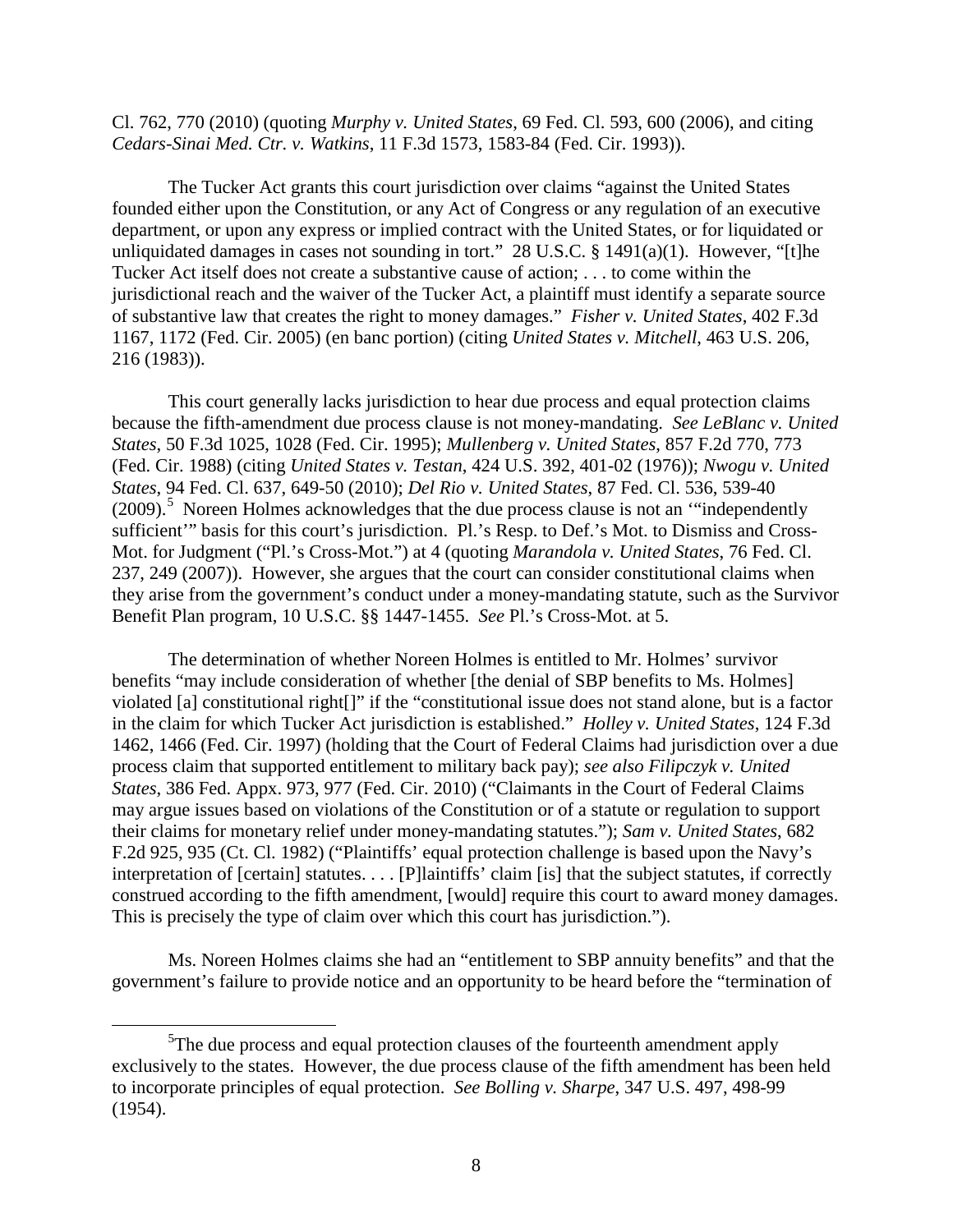Cl. 762, 770 (2010) (quoting *Murphy v. United States*, 69 Fed. Cl. 593, 600 (2006), and citing *Cedars-Sinai Med. Ctr. v. Watkins*, 11 F.3d 1573, 1583-84 (Fed. Cir. 1993)).

The Tucker Act grants this court jurisdiction over claims "against the United States founded either upon the Constitution, or any Act of Congress or any regulation of an executive department, or upon any express or implied contract with the United States, or for liquidated or unliquidated damages in cases not sounding in tort." 28 U.S.C. § 1491(a)(1). However, "[t]he Tucker Act itself does not create a substantive cause of action; . . . to come within the jurisdictional reach and the waiver of the Tucker Act, a plaintiff must identify a separate source of substantive law that creates the right to money damages." *Fisher v. United States*, 402 F.3d 1167, 1172 (Fed. Cir. 2005) (en banc portion) (citing *United States v. Mitchell*, 463 U.S. 206, 216 (1983)).

This court generally lacks jurisdiction to hear due process and equal protection claims because the fifth-amendment due process clause is not money-mandating. *See LeBlanc v. United States*, 50 F.3d 1025, 1028 (Fed. Cir. 1995); *Mullenberg v. United States*, 857 F.2d 770, 773 (Fed. Cir. 1988) (citing *United States v. Testan*, 424 U.S. 392, 401-02 (1976)); *Nwogu v. United States*, 94 Fed. Cl. 637, 649-50 (2010); *Del Rio v. United States*, 87 Fed. Cl. 536, 539-40 (2009).[5] Noreen Holmes acknowledges that the due process clause is not an '"independently sufficient'" basis for this court's jurisdiction. Pl.'s Resp. to Def.'s Mot. to Dismiss and Cross-Mot. for Judgment ("Pl.'s Cross-Mot.") at 4 (quoting *Marandola v. United States*, 76 Fed. Cl. 237, 249 (2007)). However, she argues that the court can consider constitutional claims when they arise from the government's conduct under a money-mandating statute, such as the Survivor Benefit Plan program, 10 U.S.C. §§ 1447-1455. *See* Pl.'s Cross-Mot. at 5.

The determination of whether Noreen Holmes is entitled to Mr. Holmes' survivor benefits "may include consideration of whether [the denial of SBP benefits to Ms. Holmes] violated [a] constitutional right[]" if the "constitutional issue does not stand alone, but is a factor in the claim for which Tucker Act jurisdiction is established." *Holley v. United States*, 124 F.3d 1462, 1466 (Fed. Cir. 1997) (holding that the Court of Federal Claims had jurisdiction over a due process claim that supported entitlement to military back pay); *see also Filipczyk v. United States*, 386 Fed. Appx. 973, 977 (Fed. Cir. 2010) ("Claimants in the Court of Federal Claims may argue issues based on violations of the Constitution or of a statute or regulation to support their claims for monetary relief under money-mandating statutes."); *Sam v. United States*, 682 F.2d 925, 935 (Ct. Cl. 1982) ("Plaintiffs' equal protection challenge is based upon the Navy's interpretation of [certain] statutes. . . . [P]laintiffs' claim [is] that the subject statutes, if correctly construed according to the fifth amendment, [would] require this court to award money damages. This is precisely the type of claim over which this court has jurisdiction.").

Ms. Noreen Holmes claims she had an "entitlement to SBP annuity benefits" and that the government's failure to provide notice and an opportunity to be heard before the "termination of

---

[5]The due process and equal protection clauses of the fourteenth amendment apply exclusively to the states. However, the due process clause of the fifth amendment has been held to incorporate principles of equal protection. *See Bolling v. Sharpe*, 347 U.S. 497, 498-99 (1954).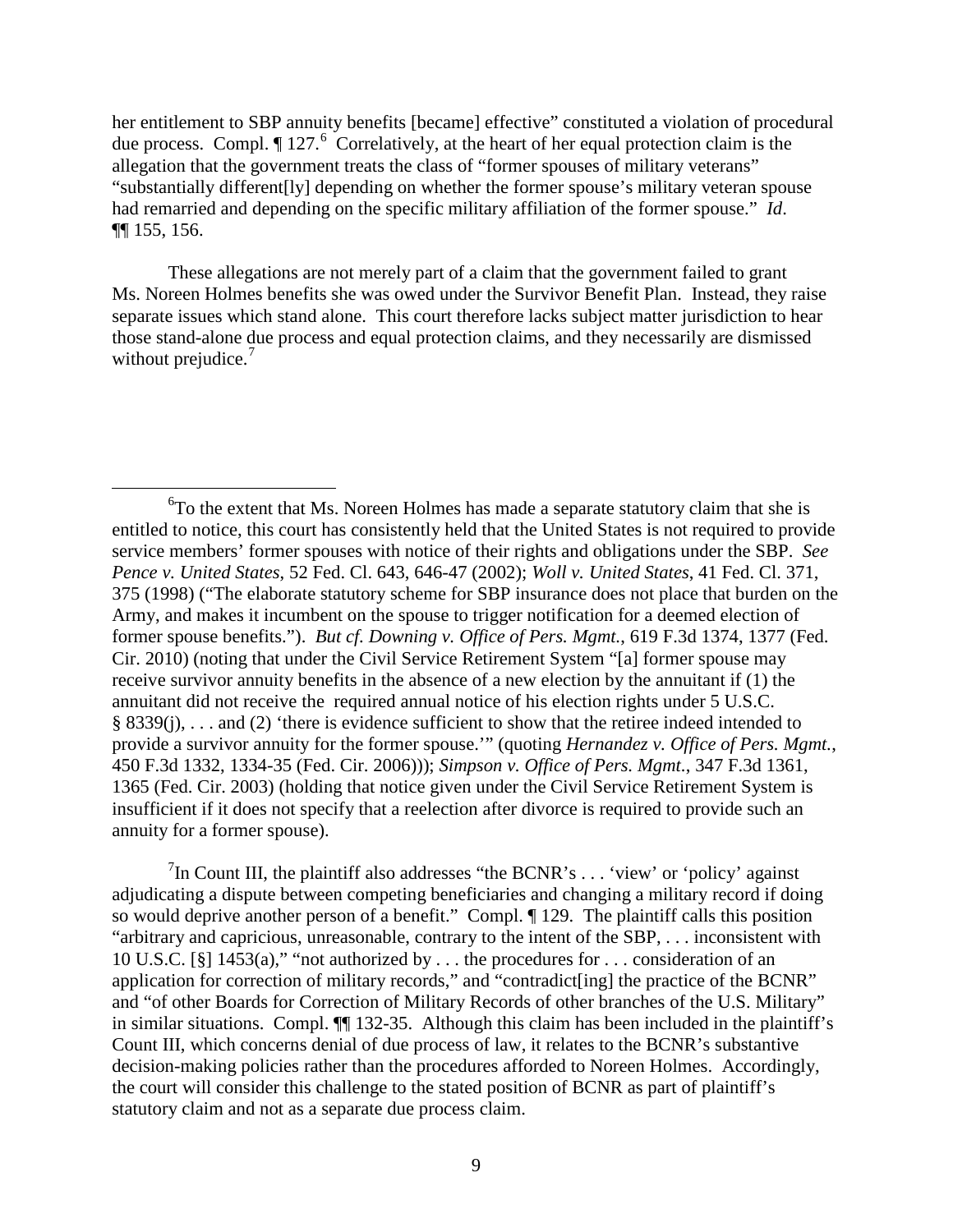her entitlement to SBP annuity benefits [became] effective" constituted a violation of procedural due process. Compl. ¶ 127.[6] Correlatively, at the heart of her equal protection claim is the allegation that the government treats the class of "former spouses of military veterans" "substantially different[ly] depending on whether the former spouse's military veteran spouse had remarried and depending on the specific military affiliation of the former spouse." *Id*. ¶¶ 155, 156.

These allegations are not merely part of a claim that the government failed to grant Ms. Noreen Holmes benefits she was owed under the Survivor Benefit Plan. Instead, they raise separate issues which stand alone. This court therefore lacks subject matter jurisdiction to hear those stand-alone due process and equal protection claims, and they necessarily are dismissed without prejudice.[7]

---

[6]To the extent that Ms. Noreen Holmes has made a separate statutory claim that she is entitled to notice, this court has consistently held that the United States is not required to provide service members' former spouses with notice of their rights and obligations under the SBP. *See Pence v. United States*, 52 Fed. Cl. 643, 646-47 (2002); *Woll v. United States*, 41 Fed. Cl. 371, 375 (1998) ("The elaborate statutory scheme for SBP insurance does not place that burden on the Army, and makes it incumbent on the spouse to trigger notification for a deemed election of former spouse benefits."). *But cf. Downing v. Office of Pers. Mgmt.*, 619 F.3d 1374, 1377 (Fed. Cir. 2010) (noting that under the Civil Service Retirement System "[a] former spouse may receive survivor annuity benefits in the absence of a new election by the annuitant if (1) the annuitant did not receive the required annual notice of his election rights under 5 U.S.C. § 8339(j), . . . and (2) 'there is evidence sufficient to show that the retiree indeed intended to provide a survivor annuity for the former spouse.'" (quoting *Hernandez v. Office of Pers. Mgmt.*, 450 F.3d 1332, 1334-35 (Fed. Cir. 2006))); *Simpson v. Office of Pers. Mgmt*., 347 F.3d 1361, 1365 (Fed. Cir. 2003) (holding that notice given under the Civil Service Retirement System is insufficient if it does not specify that a reelection after divorce is required to provide such an annuity for a former spouse).

[7]In Count III, the plaintiff also addresses "the BCNR's . . . 'view' or 'policy' against adjudicating a dispute between competing beneficiaries and changing a military record if doing so would deprive another person of a benefit." Compl. ¶ 129. The plaintiff calls this position "arbitrary and capricious, unreasonable, contrary to the intent of the SBP, . . . inconsistent with 10 U.S.C. [§] 1453(a)," "not authorized by . . . the procedures for . . . consideration of an application for correction of military records," and "contradict[ing] the practice of the BCNR" and "of other Boards for Correction of Military Records of other branches of the U.S. Military" in similar situations. Compl. ¶¶ 132-35. Although this claim has been included in the plaintiff's Count III, which concerns denial of due process of law, it relates to the BCNR's substantive decision-making policies rather than the procedures afforded to Noreen Holmes. Accordingly, the court will consider this challenge to the stated position of BCNR as part of plaintiff's statutory claim and not as a separate due process claim.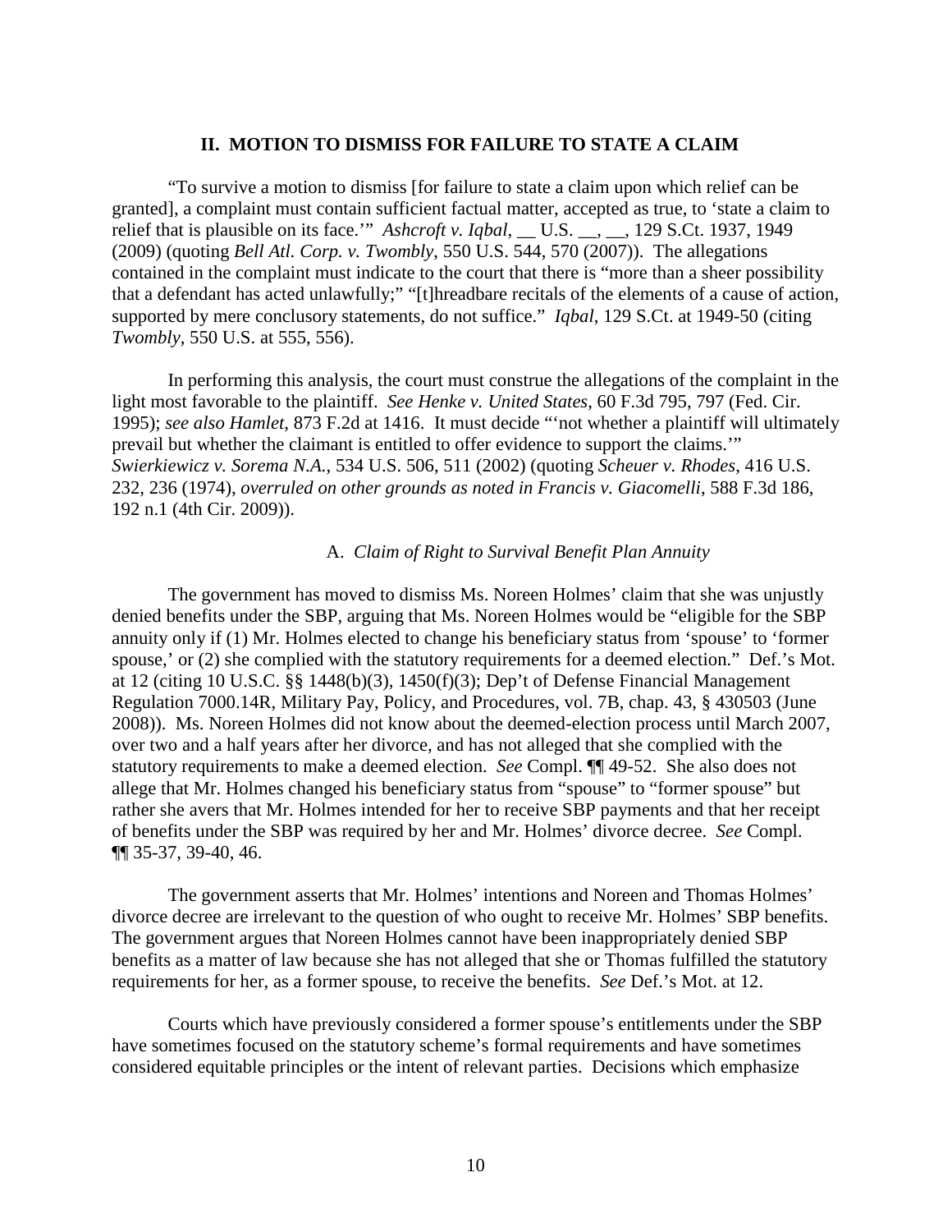## II. MOTION TO DISMISS FOR FAILURE TO STATE A CLAIM

"To survive a motion to dismiss [for failure to state a claim upon which relief can be granted], a complaint must contain sufficient factual matter, accepted as true, to 'state a claim to relief that is plausible on its face.'" *Ashcroft v. Iqbal*, __ U.S. __, __, 129 S.Ct. 1937, 1949 (2009) (quoting *Bell Atl. Corp. v. Twombly*, 550 U.S. 544, 570 (2007)). The allegations contained in the complaint must indicate to the court that there is "more than a sheer possibility that a defendant has acted unlawfully;" "[t]hreadbare recitals of the elements of a cause of action, supported by mere conclusory statements, do not suffice." *Iqbal*, 129 S.Ct. at 1949-50 (citing *Twombly*, 550 U.S. at 555, 556).

In performing this analysis, the court must construe the allegations of the complaint in the light most favorable to the plaintiff. *See Henke v. United States*, 60 F.3d 795, 797 (Fed. Cir. 1995); *see also Hamlet*, 873 F.2d at 1416. It must decide "'not whether a plaintiff will ultimately prevail but whether the claimant is entitled to offer evidence to support the claims.'" *Swierkiewicz v. Sorema N.A.*, 534 U.S. 506, 511 (2002) (quoting *Scheuer v. Rhodes*, 416 U.S. 232, 236 (1974), *overruled on other grounds as noted in Francis v. Giacomelli*, 588 F.3d 186, 192 n.1 (4th Cir. 2009)).

### A. *Claim of Right to Survival Benefit Plan Annuity*

The government has moved to dismiss Ms. Noreen Holmes' claim that she was unjustly denied benefits under the SBP, arguing that Ms. Noreen Holmes would be "eligible for the SBP annuity only if (1) Mr. Holmes elected to change his beneficiary status from 'spouse' to 'former spouse,' or (2) she complied with the statutory requirements for a deemed election." Def.'s Mot. at 12 (citing 10 U.S.C. §§ 1448(b)(3), 1450(f)(3); Dep't of Defense Financial Management Regulation 7000.14R, Military Pay, Policy, and Procedures, vol. 7B, chap. 43, § 430503 (June 2008)). Ms. Noreen Holmes did not know about the deemed-election process until March 2007, over two and a half years after her divorce, and has not alleged that she complied with the statutory requirements to make a deemed election. *See* Compl. ¶¶ 49-52. She also does not allege that Mr. Holmes changed his beneficiary status from "spouse" to "former spouse" but rather she avers that Mr. Holmes intended for her to receive SBP payments and that her receipt of benefits under the SBP was required by her and Mr. Holmes' divorce decree. *See* Compl. ¶¶ 35-37, 39-40, 46.

The government asserts that Mr. Holmes' intentions and Noreen and Thomas Holmes' divorce decree are irrelevant to the question of who ought to receive Mr. Holmes' SBP benefits. The government argues that Noreen Holmes cannot have been inappropriately denied SBP benefits as a matter of law because she has not alleged that she or Thomas fulfilled the statutory requirements for her, as a former spouse, to receive the benefits. *See* Def.'s Mot. at 12.

Courts which have previously considered a former spouse's entitlements under the SBP have sometimes focused on the statutory scheme's formal requirements and have sometimes considered equitable principles or the intent of relevant parties. Decisions which emphasize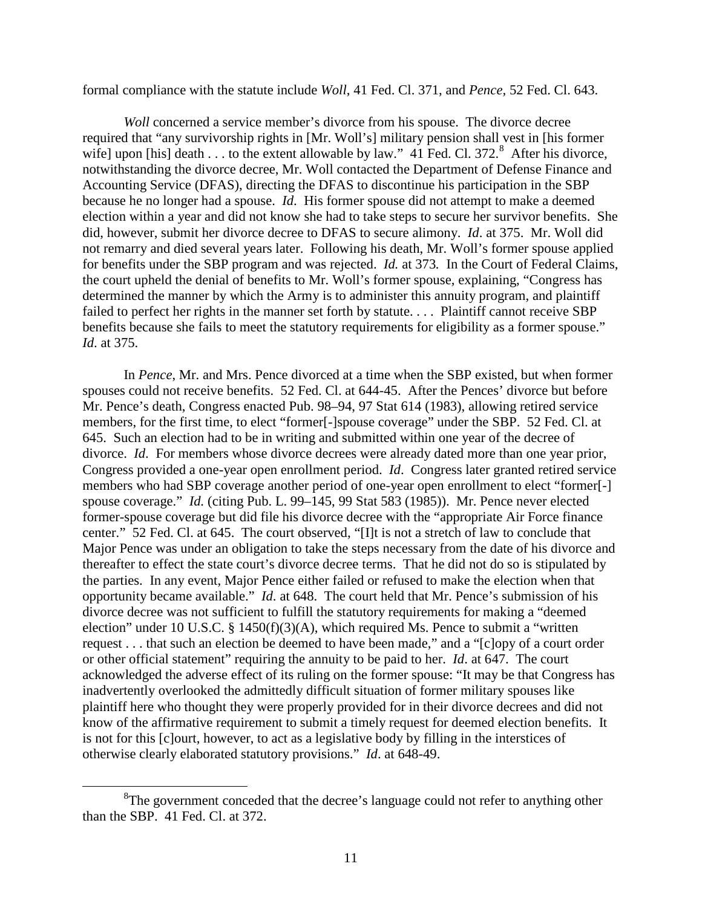formal compliance with the statute include *Woll*, 41 Fed. Cl. 371, and *Pence,* 52 Fed. Cl. 643.

*Woll* concerned a service member's divorce from his spouse. The divorce decree required that "any survivorship rights in [Mr. Woll's] military pension shall vest in [his former wife] upon [his] death . . . to the extent allowable by law." 41 Fed. Cl. 372.[8] After his divorce, notwithstanding the divorce decree, Mr. Woll contacted the Department of Defense Finance and Accounting Service (DFAS), directing the DFAS to discontinue his participation in the SBP because he no longer had a spouse. *Id*. His former spouse did not attempt to make a deemed election within a year and did not know she had to take steps to secure her survivor benefits. She did, however, submit her divorce decree to DFAS to secure alimony. *Id*. at 375. Mr. Woll did not remarry and died several years later. Following his death, Mr. Woll's former spouse applied for benefits under the SBP program and was rejected. *Id.* at 373*.* In the Court of Federal Claims, the court upheld the denial of benefits to Mr. Woll's former spouse, explaining, "Congress has determined the manner by which the Army is to administer this annuity program, and plaintiff failed to perfect her rights in the manner set forth by statute. . . . Plaintiff cannot receive SBP benefits because she fails to meet the statutory requirements for eligibility as a former spouse." *Id*. at 375.

In *Pence*, Mr. and Mrs. Pence divorced at a time when the SBP existed, but when former spouses could not receive benefits. 52 Fed. Cl. at 644-45. After the Pences' divorce but before Mr. Pence's death, Congress enacted Pub. 98–94, 97 Stat 614 (1983), allowing retired service members, for the first time, to elect "former[-]spouse coverage" under the SBP. 52 Fed. Cl. at 645. Such an election had to be in writing and submitted within one year of the decree of divorce. *Id*. For members whose divorce decrees were already dated more than one year prior, Congress provided a one-year open enrollment period. *Id*. Congress later granted retired service members who had SBP coverage another period of one-year open enrollment to elect "former[-] spouse coverage." *Id.* (citing Pub. L. 99–145, 99 Stat 583 (1985)). Mr. Pence never elected former-spouse coverage but did file his divorce decree with the "appropriate Air Force finance center." 52 Fed. Cl. at 645. The court observed, "[I]t is not a stretch of law to conclude that Major Pence was under an obligation to take the steps necessary from the date of his divorce and thereafter to effect the state court's divorce decree terms. That he did not do so is stipulated by the parties. In any event, Major Pence either failed or refused to make the election when that opportunity became available." *Id*. at 648. The court held that Mr. Pence's submission of his divorce decree was not sufficient to fulfill the statutory requirements for making a "deemed election" under 10 U.S.C. § 1450(f)(3)(A), which required Ms. Pence to submit a "written request . . . that such an election be deemed to have been made," and a "[c]opy of a court order or other official statement" requiring the annuity to be paid to her. *Id*. at 647. The court acknowledged the adverse effect of its ruling on the former spouse: "It may be that Congress has inadvertently overlooked the admittedly difficult situation of former military spouses like plaintiff here who thought they were properly provided for in their divorce decrees and did not know of the affirmative requirement to submit a timely request for deemed election benefits. It is not for this [c]ourt, however, to act as a legislative body by filling in the interstices of otherwise clearly elaborated statutory provisions." *Id*. at 648-49.

---

[8] The government conceded that the decree's language could not refer to anything other than the SBP. 41 Fed. Cl. at 372.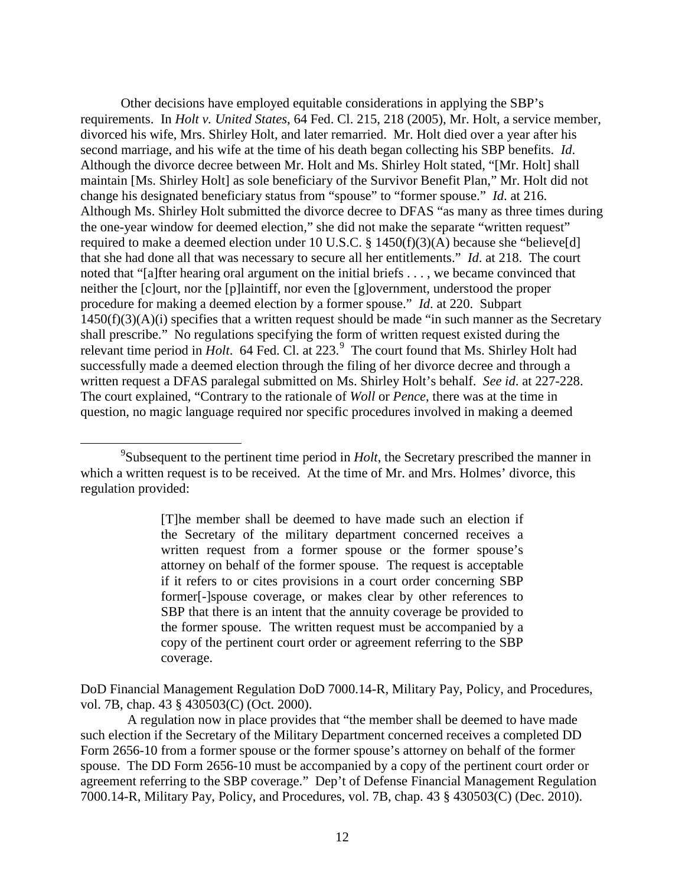Other decisions have employed equitable considerations in applying the SBP's requirements. In *Holt v. United States*, 64 Fed. Cl. 215, 218 (2005), Mr. Holt, a service member, divorced his wife, Mrs. Shirley Holt, and later remarried. Mr. Holt died over a year after his second marriage, and his wife at the time of his death began collecting his SBP benefits. *Id.* Although the divorce decree between Mr. Holt and Ms. Shirley Holt stated, "[Mr. Holt] shall maintain [Ms. Shirley Holt] as sole beneficiary of the Survivor Benefit Plan," Mr. Holt did not change his designated beneficiary status from "spouse" to "former spouse." *Id.* at 216. Although Ms. Shirley Holt submitted the divorce decree to DFAS "as many as three times during the one-year window for deemed election," she did not make the separate "written request" required to make a deemed election under 10 U.S.C. § 1450(f)(3)(A) because she "believe[d] that she had done all that was necessary to secure all her entitlements." *Id*. at 218. The court noted that "[a]fter hearing oral argument on the initial briefs . . . , we became convinced that neither the [c]ourt, nor the [p]laintiff, nor even the [g]overnment, understood the proper procedure for making a deemed election by a former spouse." *Id*. at 220. Subpart 1450(f)(3)(A)(i) specifies that a written request should be made "in such manner as the Secretary shall prescribe." No regulations specifying the form of written request existed during the relevant time period in *Holt*. 64 Fed. Cl. at 223.[9] The court found that Ms. Shirley Holt had successfully made a deemed election through the filing of her divorce decree and through a written request a DFAS paralegal submitted on Ms. Shirley Holt's behalf. *See id*. at 227-228. The court explained, "Contrary to the rationale of *Woll* or *Pence*, there was at the time in question, no magic language required nor specific procedures involved in making a deemed

---

[9]Subsequent to the pertinent time period in *Holt*, the Secretary prescribed the manner in which a written request is to be received. At the time of Mr. and Mrs. Holmes' divorce, this regulation provided:

> [T]he member shall be deemed to have made such an election if the Secretary of the military department concerned receives a written request from a former spouse or the former spouse's attorney on behalf of the former spouse. The request is acceptable if it refers to or cites provisions in a court order concerning SBP former[-]spouse coverage, or makes clear by other references to SBP that there is an intent that the annuity coverage be provided to the former spouse. The written request must be accompanied by a copy of the pertinent court order or agreement referring to the SBP coverage.

DoD Financial Management Regulation DoD 7000.14-R, Military Pay, Policy, and Procedures, vol. 7B, chap. 43 § 430503(C) (Oct. 2000).

A regulation now in place provides that "the member shall be deemed to have made such election if the Secretary of the Military Department concerned receives a completed DD Form 2656-10 from a former spouse or the former spouse's attorney on behalf of the former spouse. The DD Form 2656-10 must be accompanied by a copy of the pertinent court order or agreement referring to the SBP coverage." Dep't of Defense Financial Management Regulation 7000.14-R, Military Pay, Policy, and Procedures, vol. 7B, chap. 43 § 430503(C) (Dec. 2010).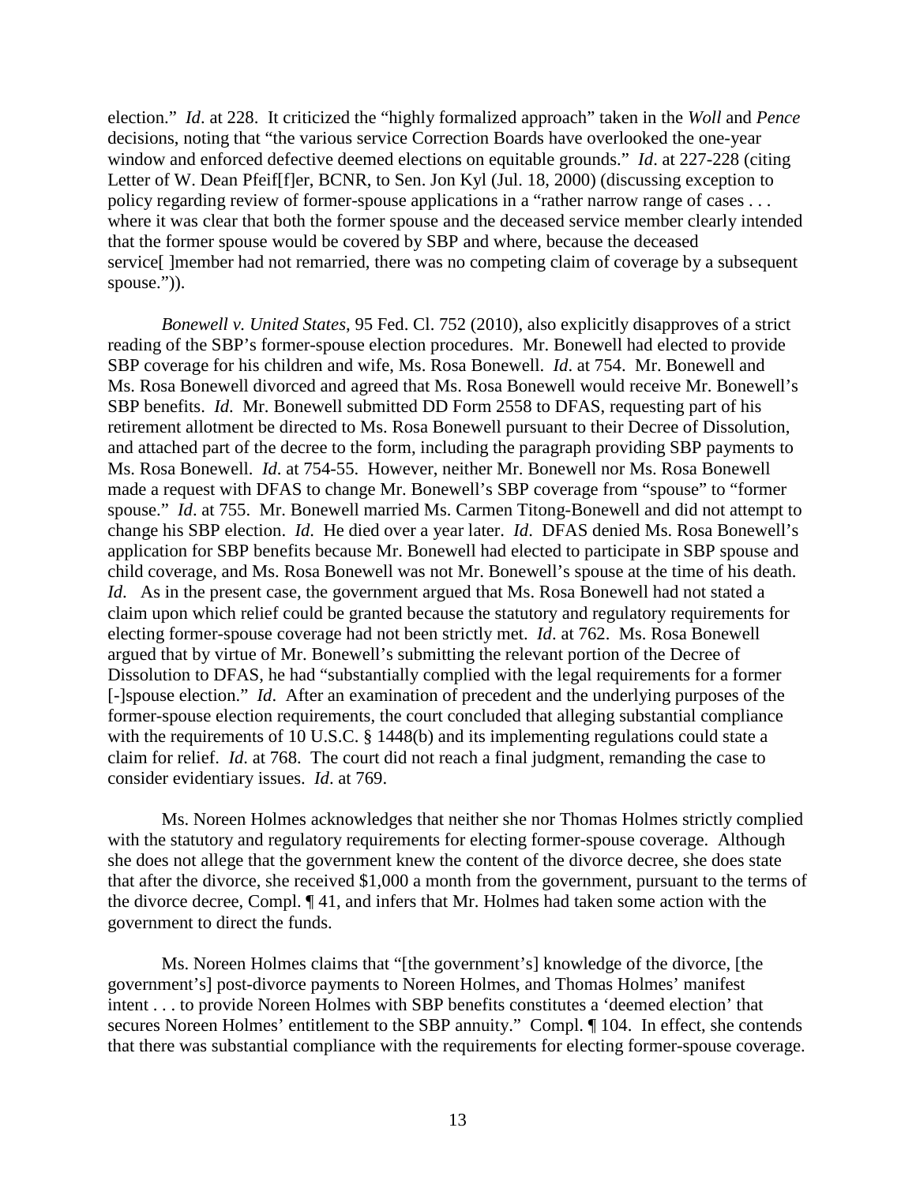election." *Id*. at 228. It criticized the "highly formalized approach" taken in the *Woll* and *Pence* decisions, noting that "the various service Correction Boards have overlooked the one-year window and enforced defective deemed elections on equitable grounds." *Id*. at 227-228 (citing Letter of W. Dean Pfeif[f]er, BCNR, to Sen. Jon Kyl (Jul. 18, 2000) (discussing exception to policy regarding review of former-spouse applications in a "rather narrow range of cases . . . where it was clear that both the former spouse and the deceased service member clearly intended that the former spouse would be covered by SBP and where, because the deceased service[ ]member had not remarried, there was no competing claim of coverage by a subsequent spouse.")).

*Bonewell v. United States*, 95 Fed. Cl. 752 (2010), also explicitly disapproves of a strict reading of the SBP's former-spouse election procedures. Mr. Bonewell had elected to provide SBP coverage for his children and wife, Ms. Rosa Bonewell. *Id*. at 754. Mr. Bonewell and Ms. Rosa Bonewell divorced and agreed that Ms. Rosa Bonewell would receive Mr. Bonewell's SBP benefits. *Id*. Mr. Bonewell submitted DD Form 2558 to DFAS, requesting part of his retirement allotment be directed to Ms. Rosa Bonewell pursuant to their Decree of Dissolution, and attached part of the decree to the form, including the paragraph providing SBP payments to Ms. Rosa Bonewell. *Id*. at 754-55. However, neither Mr. Bonewell nor Ms. Rosa Bonewell made a request with DFAS to change Mr. Bonewell's SBP coverage from "spouse" to "former spouse." *Id*. at 755. Mr. Bonewell married Ms. Carmen Titong-Bonewell and did not attempt to change his SBP election. *Id*. He died over a year later. *Id*. DFAS denied Ms. Rosa Bonewell's application for SBP benefits because Mr. Bonewell had elected to participate in SBP spouse and child coverage, and Ms. Rosa Bonewell was not Mr. Bonewell's spouse at the time of his death. *Id*. As in the present case, the government argued that Ms. Rosa Bonewell had not stated a claim upon which relief could be granted because the statutory and regulatory requirements for electing former-spouse coverage had not been strictly met. *Id*. at 762. Ms. Rosa Bonewell argued that by virtue of Mr. Bonewell's submitting the relevant portion of the Decree of Dissolution to DFAS, he had "substantially complied with the legal requirements for a former [-]spouse election." *Id*. After an examination of precedent and the underlying purposes of the former-spouse election requirements, the court concluded that alleging substantial compliance with the requirements of 10 U.S.C. § 1448(b) and its implementing regulations could state a claim for relief. *Id*. at 768. The court did not reach a final judgment, remanding the case to consider evidentiary issues. *Id*. at 769.

Ms. Noreen Holmes acknowledges that neither she nor Thomas Holmes strictly complied with the statutory and regulatory requirements for electing former-spouse coverage. Although she does not allege that the government knew the content of the divorce decree, she does state that after the divorce, she received $1,000 a month from the government, pursuant to the terms of the divorce decree, Compl. ¶ 41, and infers that Mr. Holmes had taken some action with the government to direct the funds.

Ms. Noreen Holmes claims that "[the government's] knowledge of the divorce, [the government's] post-divorce payments to Noreen Holmes, and Thomas Holmes' manifest intent . . . to provide Noreen Holmes with SBP benefits constitutes a 'deemed election' that secures Noreen Holmes' entitlement to the SBP annuity." Compl. ¶ 104. In effect, she contends that there was substantial compliance with the requirements for electing former-spouse coverage.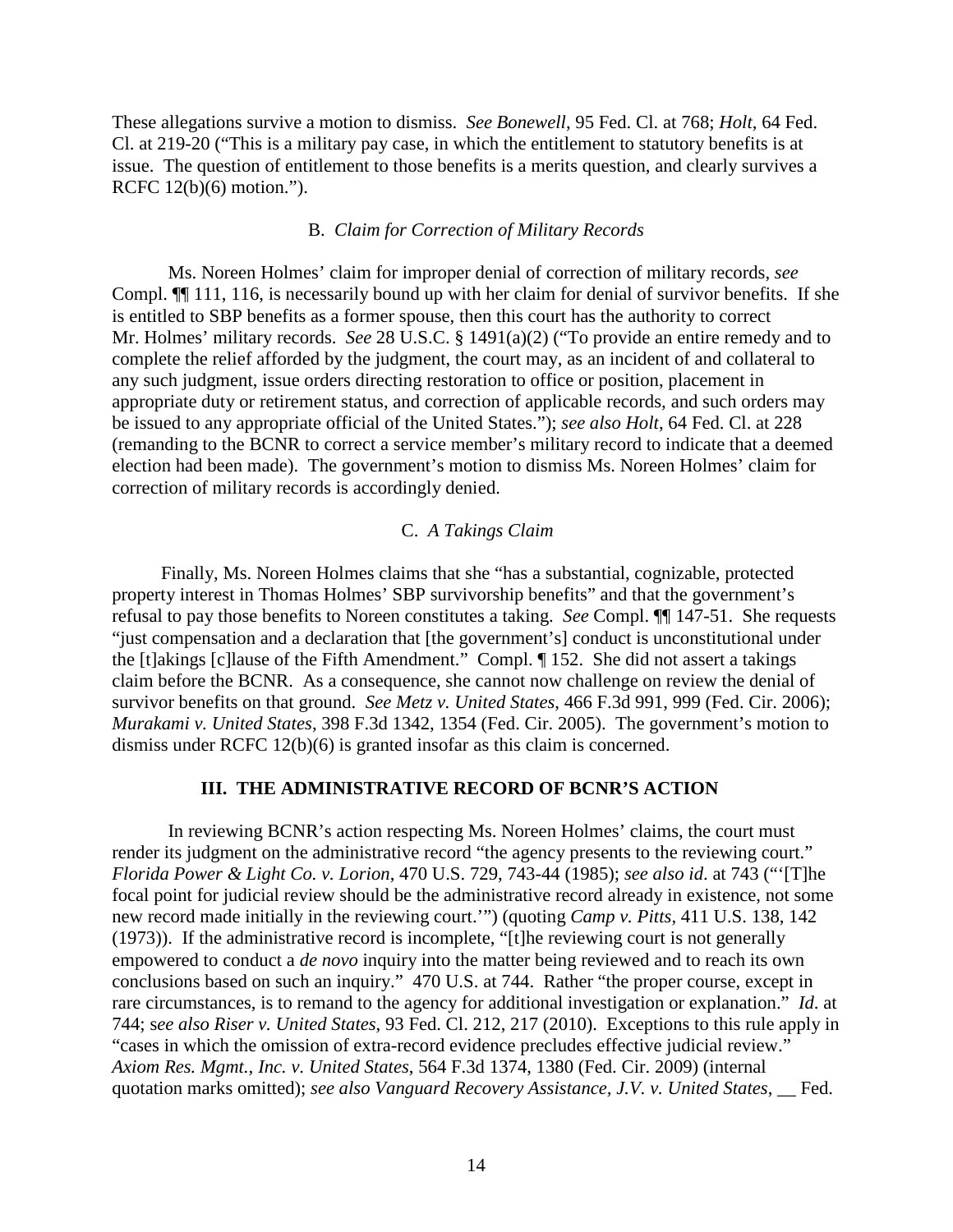These allegations survive a motion to dismiss. *See Bonewell*, 95 Fed. Cl. at 768; *Holt*, 64 Fed. Cl. at 219-20 ("This is a military pay case, in which the entitlement to statutory benefits is at issue. The question of entitlement to those benefits is a merits question, and clearly survives a RCFC 12(b)(6) motion.").

### B. *Claim for Correction of Military Records*

Ms. Noreen Holmes' claim for improper denial of correction of military records, *see* Compl. ¶¶ 111, 116, is necessarily bound up with her claim for denial of survivor benefits. If she is entitled to SBP benefits as a former spouse, then this court has the authority to correct Mr. Holmes' military records. *See* 28 U.S.C. § 1491(a)(2) ("To provide an entire remedy and to complete the relief afforded by the judgment, the court may, as an incident of and collateral to any such judgment, issue orders directing restoration to office or position, placement in appropriate duty or retirement status, and correction of applicable records, and such orders may be issued to any appropriate official of the United States."); *see also Holt*, 64 Fed. Cl. at 228 (remanding to the BCNR to correct a service member's military record to indicate that a deemed election had been made). The government's motion to dismiss Ms. Noreen Holmes' claim for correction of military records is accordingly denied.

### C. *A Takings Claim*

Finally, Ms. Noreen Holmes claims that she "has a substantial, cognizable, protected property interest in Thomas Holmes' SBP survivorship benefits" and that the government's refusal to pay those benefits to Noreen constitutes a taking. *See* Compl. ¶¶ 147-51. She requests "just compensation and a declaration that [the government's] conduct is unconstitutional under the [t]akings [c]lause of the Fifth Amendment." Compl. ¶ 152. She did not assert a takings claim before the BCNR. As a consequence, she cannot now challenge on review the denial of survivor benefits on that ground. *See Metz v. United States*, 466 F.3d 991, 999 (Fed. Cir. 2006); *Murakami v. United States*, 398 F.3d 1342, 1354 (Fed. Cir. 2005). The government's motion to dismiss under RCFC 12(b)(6) is granted insofar as this claim is concerned.

## III. THE ADMINISTRATIVE RECORD OF BCNR'S ACTION

In reviewing BCNR's action respecting Ms. Noreen Holmes' claims, the court must render its judgment on the administrative record "the agency presents to the reviewing court." *Florida Power & Light Co. v. Lorion*, 470 U.S. 729, 743-44 (1985); *see also id.* at 743 ("'[T]he focal point for judicial review should be the administrative record already in existence, not some new record made initially in the reviewing court.'") (quoting *Camp v. Pitts*, 411 U.S. 138, 142 (1973)). If the administrative record is incomplete, "[t]he reviewing court is not generally empowered to conduct a *de novo* inquiry into the matter being reviewed and to reach its own conclusions based on such an inquiry." 470 U.S. at 744. Rather "the proper course, except in rare circumstances, is to remand to the agency for additional investigation or explanation." *Id.* at 744; s*ee also Riser v. United States*, 93 Fed. Cl. 212, 217 (2010). Exceptions to this rule apply in "cases in which the omission of extra-record evidence precludes effective judicial review." *Axiom Res. Mgmt., Inc. v. United States*, 564 F.3d 1374, 1380 (Fed. Cir. 2009) (internal quotation marks omitted); *see also Vanguard Recovery Assistance, J.V. v. United States*, __ Fed.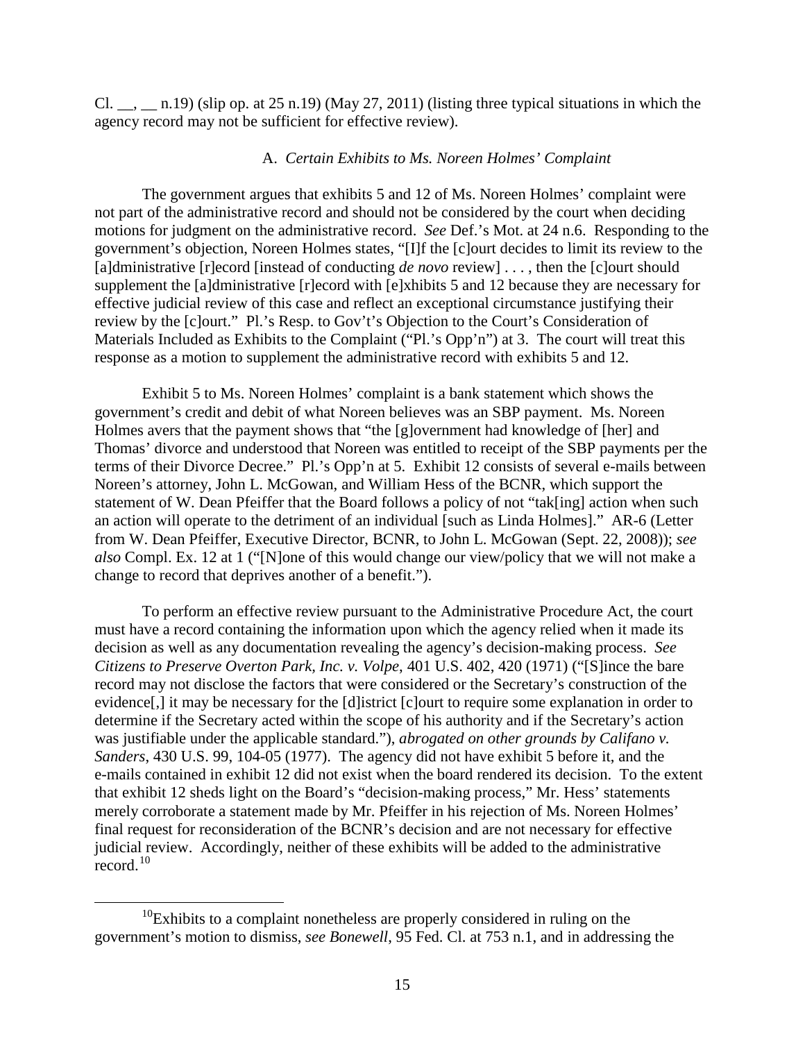Cl. \_\_, \_\_ n.19) (slip op. at 25 n.19) (May 27, 2011) (listing three typical situations in which the agency record may not be sufficient for effective review).

### A. *Certain Exhibits to Ms. Noreen Holmes' Complaint*

The government argues that exhibits 5 and 12 of Ms. Noreen Holmes' complaint were not part of the administrative record and should not be considered by the court when deciding motions for judgment on the administrative record. *See* Def.'s Mot. at 24 n.6. Responding to the government's objection, Noreen Holmes states, "[I]f the [c]ourt decides to limit its review to the [a]dministrative [r]ecord [instead of conducting *de novo* review] . . . , then the [c]ourt should supplement the [a]dministrative [r]ecord with [e]xhibits 5 and 12 because they are necessary for effective judicial review of this case and reflect an exceptional circumstance justifying their review by the [c]ourt." Pl.'s Resp. to Gov't's Objection to the Court's Consideration of Materials Included as Exhibits to the Complaint ("Pl.'s Opp'n") at 3. The court will treat this response as a motion to supplement the administrative record with exhibits 5 and 12.

Exhibit 5 to Ms. Noreen Holmes' complaint is a bank statement which shows the government's credit and debit of what Noreen believes was an SBP payment. Ms. Noreen Holmes avers that the payment shows that "the [g]overnment had knowledge of [her] and Thomas' divorce and understood that Noreen was entitled to receipt of the SBP payments per the terms of their Divorce Decree." Pl.'s Opp'n at 5. Exhibit 12 consists of several e-mails between Noreen's attorney, John L. McGowan, and William Hess of the BCNR, which support the statement of W. Dean Pfeiffer that the Board follows a policy of not "tak[ing] action when such an action will operate to the detriment of an individual [such as Linda Holmes]." AR-6 (Letter from W. Dean Pfeiffer, Executive Director, BCNR, to John L. McGowan (Sept. 22, 2008)); *see also* Compl. Ex. 12 at 1 ("[N]one of this would change our view/policy that we will not make a change to record that deprives another of a benefit.").

To perform an effective review pursuant to the Administrative Procedure Act, the court must have a record containing the information upon which the agency relied when it made its decision as well as any documentation revealing the agency's decision-making process. *See Citizens to Preserve Overton Park, Inc. v. Volpe*, 401 U.S. 402, 420 (1971) ("[S]ince the bare record may not disclose the factors that were considered or the Secretary's construction of the evidence[,] it may be necessary for the [d]istrict [c]ourt to require some explanation in order to determine if the Secretary acted within the scope of his authority and if the Secretary's action was justifiable under the applicable standard."), *abrogated on other grounds by Califano v. Sanders*, 430 U.S. 99, 104-05 (1977). The agency did not have exhibit 5 before it, and the e-mails contained in exhibit 12 did not exist when the board rendered its decision. To the extent that exhibit 12 sheds light on the Board's "decision-making process," Mr. Hess' statements merely corroborate a statement made by Mr. Pfeiffer in his rejection of Ms. Noreen Holmes' final request for reconsideration of the BCNR's decision and are not necessary for effective judicial review. Accordingly, neither of these exhibits will be added to the administrative record.[10]

---

[10] Exhibits to a complaint nonetheless are properly considered in ruling on the government's motion to dismiss, *see Bonewell*, 95 Fed. Cl. at 753 n.1, and in addressing the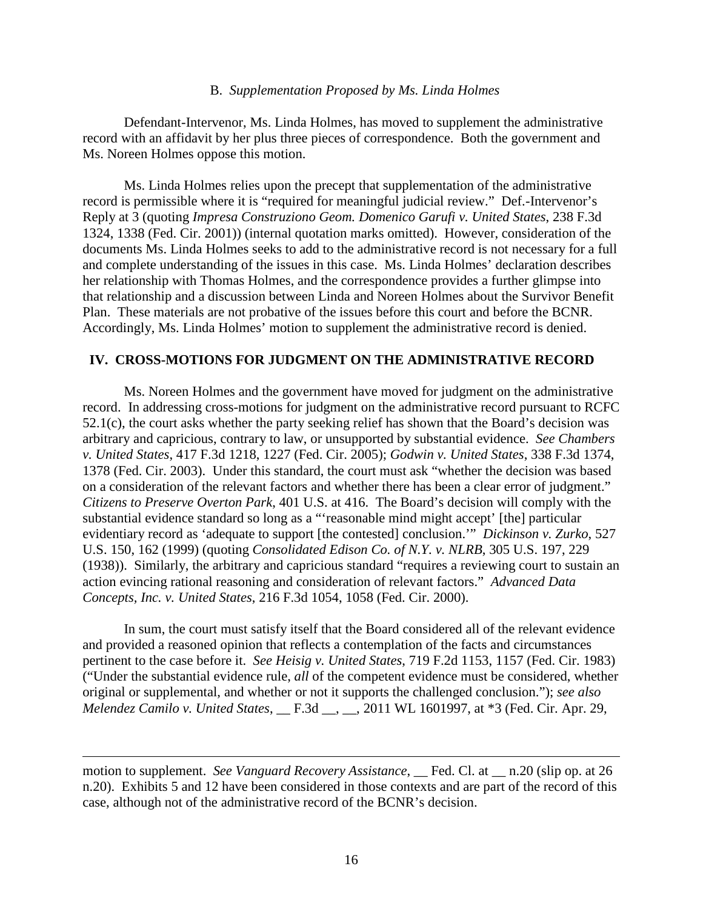### B. *Supplementation Proposed by Ms. Linda Holmes*

Defendant-Intervenor, Ms. Linda Holmes, has moved to supplement the administrative record with an affidavit by her plus three pieces of correspondence. Both the government and Ms. Noreen Holmes oppose this motion.

Ms. Linda Holmes relies upon the precept that supplementation of the administrative record is permissible where it is "required for meaningful judicial review." Def.-Intervenor's Reply at 3 (quoting *Impresa Construziono Geom. Domenico Garufi v. United States*, 238 F.3d 1324, 1338 (Fed. Cir. 2001)) (internal quotation marks omitted). However, consideration of the documents Ms. Linda Holmes seeks to add to the administrative record is not necessary for a full and complete understanding of the issues in this case. Ms. Linda Holmes' declaration describes her relationship with Thomas Holmes, and the correspondence provides a further glimpse into that relationship and a discussion between Linda and Noreen Holmes about the Survivor Benefit Plan. These materials are not probative of the issues before this court and before the BCNR. Accordingly, Ms. Linda Holmes' motion to supplement the administrative record is denied.

## IV. CROSS-MOTIONS FOR JUDGMENT ON THE ADMINISTRATIVE RECORD

Ms. Noreen Holmes and the government have moved for judgment on the administrative record. In addressing cross-motions for judgment on the administrative record pursuant to RCFC 52.1(c), the court asks whether the party seeking relief has shown that the Board's decision was arbitrary and capricious, contrary to law, or unsupported by substantial evidence. *See Chambers v. United States*, 417 F.3d 1218, 1227 (Fed. Cir. 2005); *Godwin v. United States*, 338 F.3d 1374, 1378 (Fed. Cir. 2003). Under this standard, the court must ask "whether the decision was based on a consideration of the relevant factors and whether there has been a clear error of judgment." *Citizens to Preserve Overton Park*, 401 U.S. at 416. The Board's decision will comply with the substantial evidence standard so long as a "'reasonable mind might accept' [the] particular evidentiary record as 'adequate to support [the contested] conclusion.'" *Dickinson v. Zurko*, 527 U.S. 150, 162 (1999) (quoting *Consolidated Edison Co. of N.Y. v. NLRB*, 305 U.S. 197, 229 (1938)). Similarly, the arbitrary and capricious standard "requires a reviewing court to sustain an action evincing rational reasoning and consideration of relevant factors." *Advanced Data Concepts, Inc. v. United States*, 216 F.3d 1054, 1058 (Fed. Cir. 2000).

In sum, the court must satisfy itself that the Board considered all of the relevant evidence and provided a reasoned opinion that reflects a contemplation of the facts and circumstances pertinent to the case before it. *See Heisig v. United States*, 719 F.2d 1153, 1157 (Fed. Cir. 1983) ("Under the substantial evidence rule, *all* of the competent evidence must be considered, whether original or supplemental, and whether or not it supports the challenged conclusion."); *see also Melendez Camilo v. United States*, __ F.3d __, __, 2011 WL 1601997, at *3 (Fed. Cir. Apr. 29,

---

motion to supplement. *See Vanguard Recovery Assistance*, __ Fed. Cl. at __ n.20 (slip op. at 26 n.20). Exhibits 5 and 12 have been considered in those contexts and are part of the record of this case, although not of the administrative record of the BCNR's decision.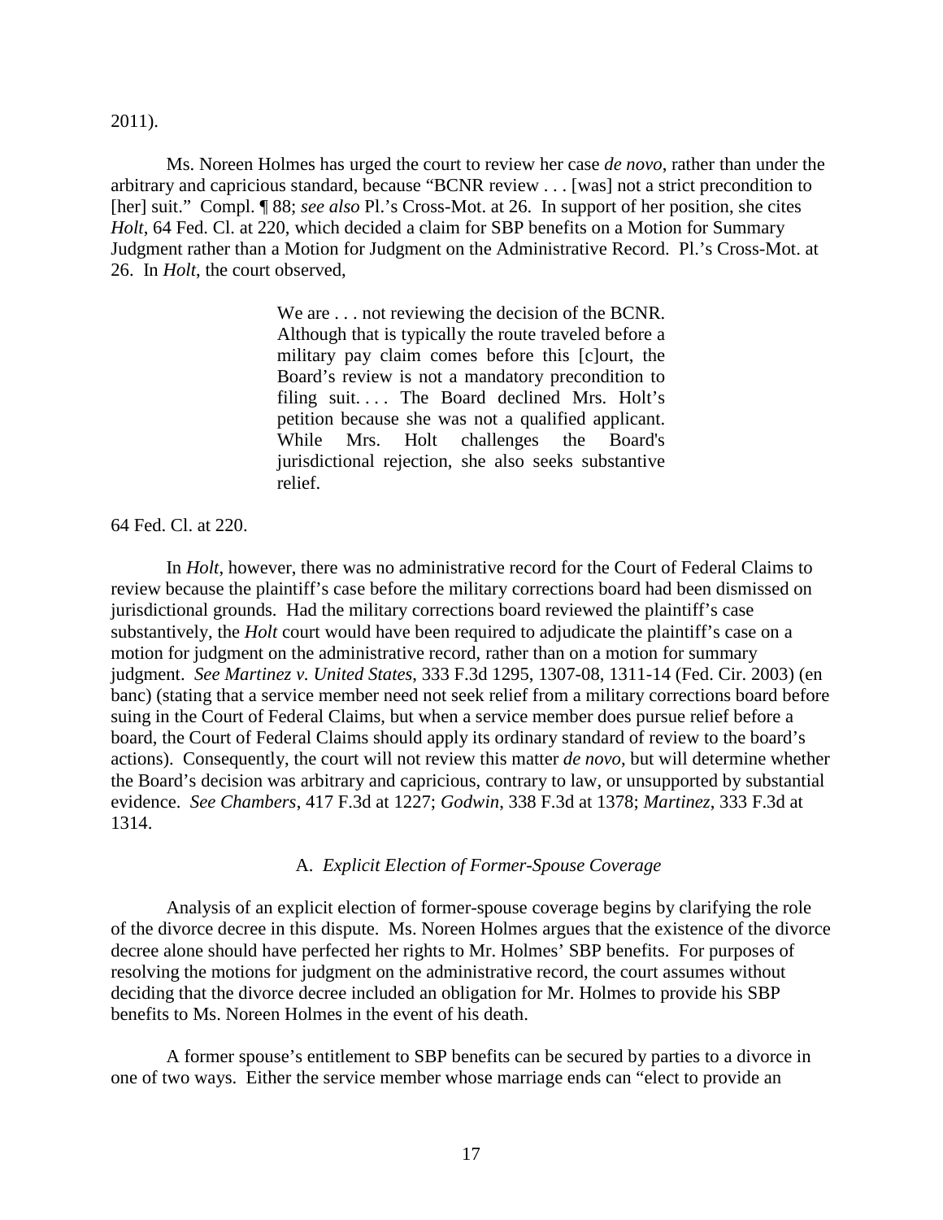2011).

Ms. Noreen Holmes has urged the court to review her case *de novo*, rather than under the arbitrary and capricious standard, because "BCNR review . . . [was] not a strict precondition to [her] suit." Compl. ¶ 88; *see also* Pl.'s Cross-Mot. at 26. In support of her position, she cites *Holt*, 64 Fed. Cl. at 220, which decided a claim for SBP benefits on a Motion for Summary Judgment rather than a Motion for Judgment on the Administrative Record. Pl.'s Cross-Mot. at 26. In *Holt*, the court observed,

> We are . . . not reviewing the decision of the BCNR. Although that is typically the route traveled before a military pay claim comes before this [c]ourt, the Board's review is not a mandatory precondition to filing suit. . . . The Board declined Mrs. Holt's petition because she was not a qualified applicant. While Mrs. Holt challenges the Board's jurisdictional rejection, she also seeks substantive relief.

64 Fed. Cl. at 220.

In *Holt*, however, there was no administrative record for the Court of Federal Claims to review because the plaintiff's case before the military corrections board had been dismissed on jurisdictional grounds. Had the military corrections board reviewed the plaintiff's case substantively, the *Holt* court would have been required to adjudicate the plaintiff's case on a motion for judgment on the administrative record, rather than on a motion for summary judgment. *See Martinez v. United States*, 333 F.3d 1295, 1307-08, 1311-14 (Fed. Cir. 2003) (en banc) (stating that a service member need not seek relief from a military corrections board before suing in the Court of Federal Claims, but when a service member does pursue relief before a board, the Court of Federal Claims should apply its ordinary standard of review to the board's actions). Consequently, the court will not review this matter *de novo*, but will determine whether the Board's decision was arbitrary and capricious, contrary to law, or unsupported by substantial evidence. *See Chambers*, 417 F.3d at 1227; *Godwin*, 338 F.3d at 1378; *Martinez*, 333 F.3d at 1314.

### A. *Explicit Election of Former-Spouse Coverage*

Analysis of an explicit election of former-spouse coverage begins by clarifying the role of the divorce decree in this dispute. Ms. Noreen Holmes argues that the existence of the divorce decree alone should have perfected her rights to Mr. Holmes' SBP benefits. For purposes of resolving the motions for judgment on the administrative record, the court assumes without deciding that the divorce decree included an obligation for Mr. Holmes to provide his SBP benefits to Ms. Noreen Holmes in the event of his death.

A former spouse's entitlement to SBP benefits can be secured by parties to a divorce in one of two ways. Either the service member whose marriage ends can "elect to provide an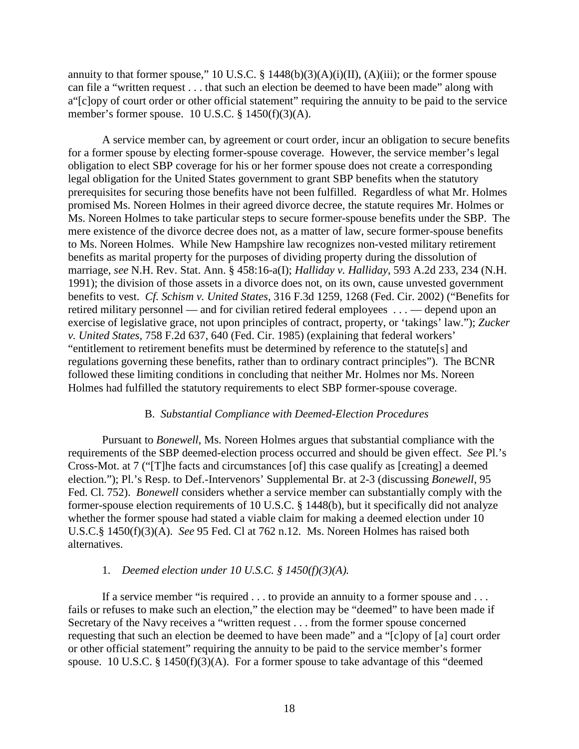annuity to that former spouse," 10 U.S.C. § 1448(b)(3)(A)(i)(II), (A)(iii); or the former spouse can file a "written request . . . that such an election be deemed to have been made" along with a"[c]opy of court order or other official statement" requiring the annuity to be paid to the service member's former spouse. 10 U.S.C. § 1450(f)(3)(A).

A service member can, by agreement or court order, incur an obligation to secure benefits for a former spouse by electing former-spouse coverage. However, the service member's legal obligation to elect SBP coverage for his or her former spouse does not create a corresponding legal obligation for the United States government to grant SBP benefits when the statutory prerequisites for securing those benefits have not been fulfilled. Regardless of what Mr. Holmes promised Ms. Noreen Holmes in their agreed divorce decree, the statute requires Mr. Holmes or Ms. Noreen Holmes to take particular steps to secure former-spouse benefits under the SBP. The mere existence of the divorce decree does not, as a matter of law, secure former-spouse benefits to Ms. Noreen Holmes. While New Hampshire law recognizes non-vested military retirement benefits as marital property for the purposes of dividing property during the dissolution of marriage, *see* N.H. Rev. Stat. Ann. § 458:16-a(I); *Halliday v. Halliday*, 593 A.2d 233, 234 (N.H. 1991); the division of those assets in a divorce does not, on its own, cause unvested government benefits to vest. *Cf. Schism v. United States*, 316 F.3d 1259, 1268 (Fed. Cir. 2002) ("Benefits for retired military personnel — and for civilian retired federal employees . . . — depend upon an exercise of legislative grace, not upon principles of contract, property, or 'takings' law."); *Zucker v. United States*, 758 F.2d 637, 640 (Fed. Cir. 1985) (explaining that federal workers' "entitlement to retirement benefits must be determined by reference to the statute[s] and regulations governing these benefits, rather than to ordinary contract principles"). The BCNR followed these limiting conditions in concluding that neither Mr. Holmes nor Ms. Noreen Holmes had fulfilled the statutory requirements to elect SBP former-spouse coverage.

### B. *Substantial Compliance with Deemed-Election Procedures*

Pursuant to *Bonewell*, Ms. Noreen Holmes argues that substantial compliance with the requirements of the SBP deemed-election process occurred and should be given effect. *See* Pl.'s Cross-Mot. at 7 ("[T]he facts and circumstances [of] this case qualify as [creating] a deemed election."); Pl.'s Resp. to Def.-Intervenors' Supplemental Br. at 2-3 (discussing *Bonewell*, 95 Fed. Cl. 752). *Bonewell* considers whether a service member can substantially comply with the former-spouse election requirements of 10 U.S.C. § 1448(b), but it specifically did not analyze whether the former spouse had stated a viable claim for making a deemed election under 10 U.S.C.§ 1450(f)(3)(A). *See* 95 Fed. Cl at 762 n.12. Ms. Noreen Holmes has raised both alternatives.

#### 1. *Deemed election under 10 U.S.C. § 1450(f)(3)(A).*

If a service member "is required . . . to provide an annuity to a former spouse and . . . fails or refuses to make such an election," the election may be "deemed" to have been made if Secretary of the Navy receives a "written request . . . from the former spouse concerned requesting that such an election deemed to have been made" and a "[c]opy of [a] court order or other official statement" requiring the annuity to be paid to the service member's former spouse. 10 U.S.C. § 1450(f)(3)(A). For a former spouse to take advantage of this "deemed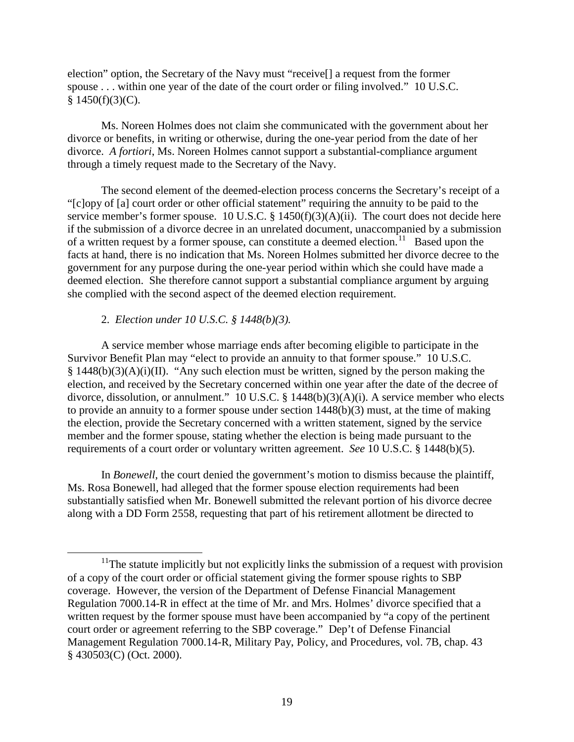election" option, the Secretary of the Navy must "receive[] a request from the former spouse . . . within one year of the date of the court order or filing involved." 10 U.S.C. § 1450(f)(3)(C).

Ms. Noreen Holmes does not claim she communicated with the government about her divorce or benefits, in writing or otherwise, during the one-year period from the date of her divorce. *A fortiori*, Ms. Noreen Holmes cannot support a substantial-compliance argument through a timely request made to the Secretary of the Navy.

The second element of the deemed-election process concerns the Secretary's receipt of a "[c]opy of [a] court order or other official statement" requiring the annuity to be paid to the service member's former spouse. 10 U.S.C. § 1450(f)(3)(A)(ii). The court does not decide here if the submission of a divorce decree in an unrelated document, unaccompanied by a submission of a written request by a former spouse, can constitute a deemed election.[11] Based upon the facts at hand, there is no indication that Ms. Noreen Holmes submitted her divorce decree to the government for any purpose during the one-year period within which she could have made a deemed election. She therefore cannot support a substantial compliance argument by arguing she complied with the second aspect of the deemed election requirement.

2. *Election under 10 U.S.C. § 1448(b)(3).*

A service member whose marriage ends after becoming eligible to participate in the Survivor Benefit Plan may "elect to provide an annuity to that former spouse." 10 U.S.C. § 1448(b)(3)(A)(i)(II). "Any such election must be written, signed by the person making the election, and received by the Secretary concerned within one year after the date of the decree of divorce, dissolution, or annulment." 10 U.S.C. § 1448(b)(3)(A)(i). A service member who elects to provide an annuity to a former spouse under section 1448(b)(3) must, at the time of making the election, provide the Secretary concerned with a written statement, signed by the service member and the former spouse, stating whether the election is being made pursuant to the requirements of a court order or voluntary written agreement. *See* 10 U.S.C. § 1448(b)(5).

In *Bonewell*, the court denied the government's motion to dismiss because the plaintiff, Ms. Rosa Bonewell, had alleged that the former spouse election requirements had been substantially satisfied when Mr. Bonewell submitted the relevant portion of his divorce decree along with a DD Form 2558, requesting that part of his retirement allotment be directed to

[11] The statute implicitly but not explicitly links the submission of a request with provision of a copy of the court order or official statement giving the former spouse rights to SBP coverage. However, the version of the Department of Defense Financial Management Regulation 7000.14-R in effect at the time of Mr. and Mrs. Holmes' divorce specified that a written request by the former spouse must have been accompanied by "a copy of the pertinent court order or agreement referring to the SBP coverage." Dep't of Defense Financial Management Regulation 7000.14-R, Military Pay, Policy, and Procedures, vol. 7B, chap. 43 § 430503(C) (Oct. 2000).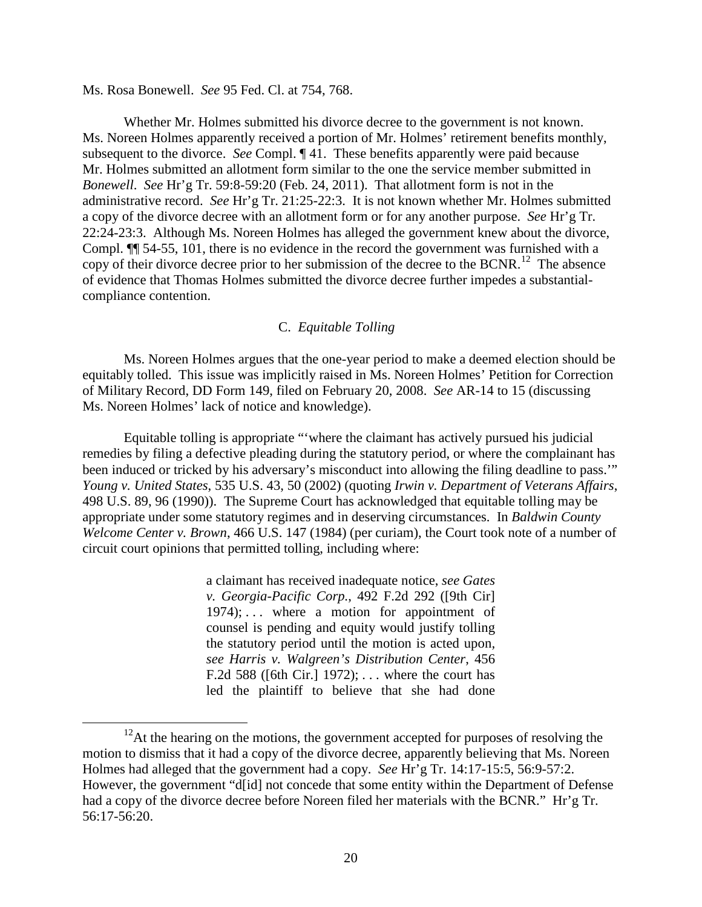Ms. Rosa Bonewell. *See* 95 Fed. Cl. at 754, 768.

Whether Mr. Holmes submitted his divorce decree to the government is not known. Ms. Noreen Holmes apparently received a portion of Mr. Holmes' retirement benefits monthly, subsequent to the divorce. *See* Compl. ¶ 41. These benefits apparently were paid because Mr. Holmes submitted an allotment form similar to the one the service member submitted in *Bonewell*. *See* Hr'g Tr. 59:8-59:20 (Feb. 24, 2011). That allotment form is not in the administrative record. *See* Hr'g Tr. 21:25-22:3. It is not known whether Mr. Holmes submitted a copy of the divorce decree with an allotment form or for any another purpose. *See* Hr'g Tr. 22:24-23:3. Although Ms. Noreen Holmes has alleged the government knew about the divorce, Compl. ¶¶ 54-55, 101, there is no evidence in the record the government was furnished with a copy of their divorce decree prior to her submission of the decree to the BCNR.[12] The absence of evidence that Thomas Holmes submitted the divorce decree further impedes a substantial-compliance contention.

### C. *Equitable Tolling*

Ms. Noreen Holmes argues that the one-year period to make a deemed election should be equitably tolled. This issue was implicitly raised in Ms. Noreen Holmes' Petition for Correction of Military Record, DD Form 149, filed on February 20, 2008. *See* AR-14 to 15 (discussing Ms. Noreen Holmes' lack of notice and knowledge).

Equitable tolling is appropriate "'where the claimant has actively pursued his judicial remedies by filing a defective pleading during the statutory period, or where the complainant has been induced or tricked by his adversary's misconduct into allowing the filing deadline to pass.'" *Young v. United States*, 535 U.S. 43, 50 (2002) (quoting *Irwin v. Department of Veterans Affairs*, 498 U.S. 89, 96 (1990)). The Supreme Court has acknowledged that equitable tolling may be appropriate under some statutory regimes and in deserving circumstances. In *Baldwin County Welcome Center v. Brown*, 466 U.S. 147 (1984) (per curiam), the Court took note of a number of circuit court opinions that permitted tolling, including where:

> a claimant has received inadequate notice, *see Gates v. Georgia-Pacific Corp.*, 492 F.2d 292 ([9th Cir] 1974); . . . where a motion for appointment of counsel is pending and equity would justify tolling the statutory period until the motion is acted upon, *see Harris v. Walgreen's Distribution Center*, 456 F.2d 588 ([6th Cir.] 1972); . . . where the court has led the plaintiff to believe that she had done

[12] At the hearing on the motions, the government accepted for purposes of resolving the motion to dismiss that it had a copy of the divorce decree, apparently believing that Ms. Noreen Holmes had alleged that the government had a copy. *See* Hr'g Tr. 14:17-15:5, 56:9-57:2. However, the government "d[id] not concede that some entity within the Department of Defense had a copy of the divorce decree before Noreen filed her materials with the BCNR." Hr'g Tr. 56:17-56:20.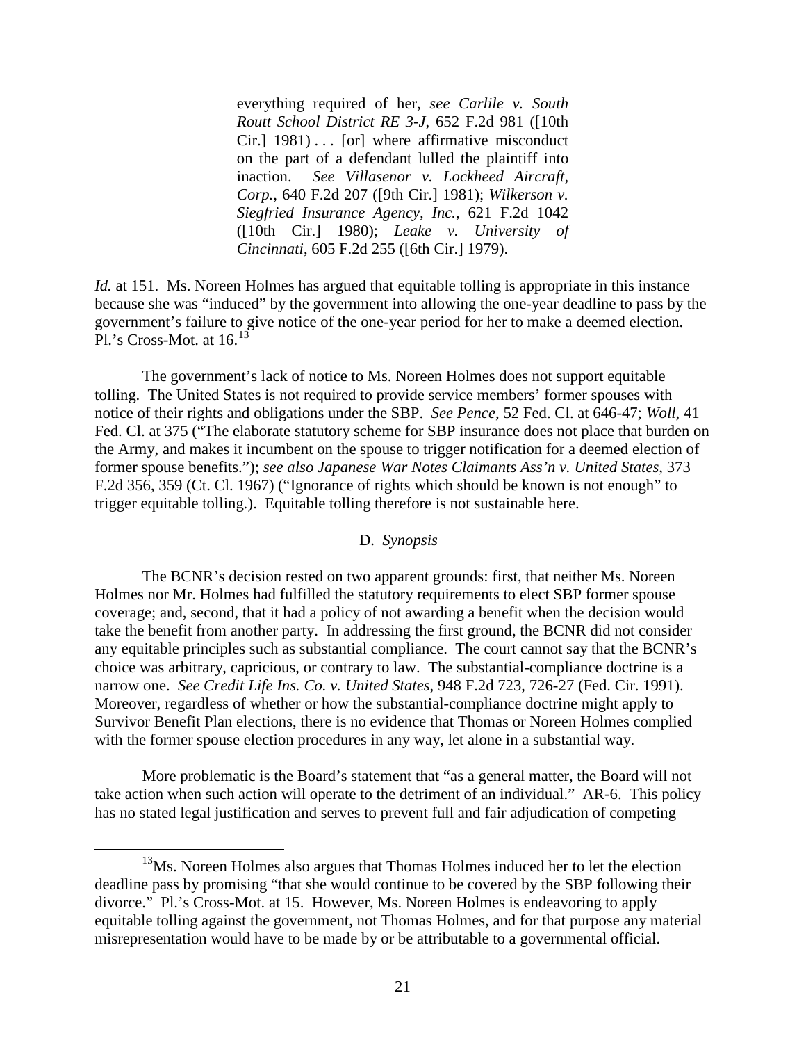> everything required of her, *see Carlile v. South Routt School District RE 3-J*, 652 F.2d 981 ([10th Cir.] 1981) . . . [or] where affirmative misconduct on the part of a defendant lulled the plaintiff into inaction. *See Villasenor v. Lockheed Aircraft, Corp.*, 640 F.2d 207 ([9th Cir.] 1981); *Wilkerson v. Siegfried Insurance Agency, Inc.*, 621 F.2d 1042 ([10th Cir.] 1980); *Leake v. University of Cincinnati*, 605 F.2d 255 ([6th Cir.] 1979).

*Id.* at 151. Ms. Noreen Holmes has argued that equitable tolling is appropriate in this instance because she was "induced" by the government into allowing the one-year deadline to pass by the government's failure to give notice of the one-year period for her to make a deemed election. Pl.'s Cross-Mot. at 16.[13]

The government's lack of notice to Ms. Noreen Holmes does not support equitable tolling. The United States is not required to provide service members' former spouses with notice of their rights and obligations under the SBP. *See Pence*, 52 Fed. Cl. at 646-47; *Woll*, 41 Fed. Cl. at 375 ("The elaborate statutory scheme for SBP insurance does not place that burden on the Army, and makes it incumbent on the spouse to trigger notification for a deemed election of former spouse benefits."); *see also Japanese War Notes Claimants Ass'n v. United States*, 373 F.2d 356, 359 (Ct. Cl. 1967) ("Ignorance of rights which should be known is not enough" to trigger equitable tolling.). Equitable tolling therefore is not sustainable here.

### D. *Synopsis*

The BCNR's decision rested on two apparent grounds: first, that neither Ms. Noreen Holmes nor Mr. Holmes had fulfilled the statutory requirements to elect SBP former spouse coverage; and, second, that it had a policy of not awarding a benefit when the decision would take the benefit from another party. In addressing the first ground, the BCNR did not consider any equitable principles such as substantial compliance. The court cannot say that the BCNR's choice was arbitrary, capricious, or contrary to law. The substantial-compliance doctrine is a narrow one. *See Credit Life Ins. Co. v. United States*, 948 F.2d 723, 726-27 (Fed. Cir. 1991). Moreover, regardless of whether or how the substantial-compliance doctrine might apply to Survivor Benefit Plan elections, there is no evidence that Thomas or Noreen Holmes complied with the former spouse election procedures in any way, let alone in a substantial way.

More problematic is the Board's statement that "as a general matter, the Board will not take action when such action will operate to the detriment of an individual." AR-6. This policy has no stated legal justification and serves to prevent full and fair adjudication of competing

[13] Ms. Noreen Holmes also argues that Thomas Holmes induced her to let the election deadline pass by promising "that she would continue to be covered by the SBP following their divorce." Pl.'s Cross-Mot. at 15. However, Ms. Noreen Holmes is endeavoring to apply equitable tolling against the government, not Thomas Holmes, and for that purpose any material misrepresentation would have to be made by or be attributable to a governmental official.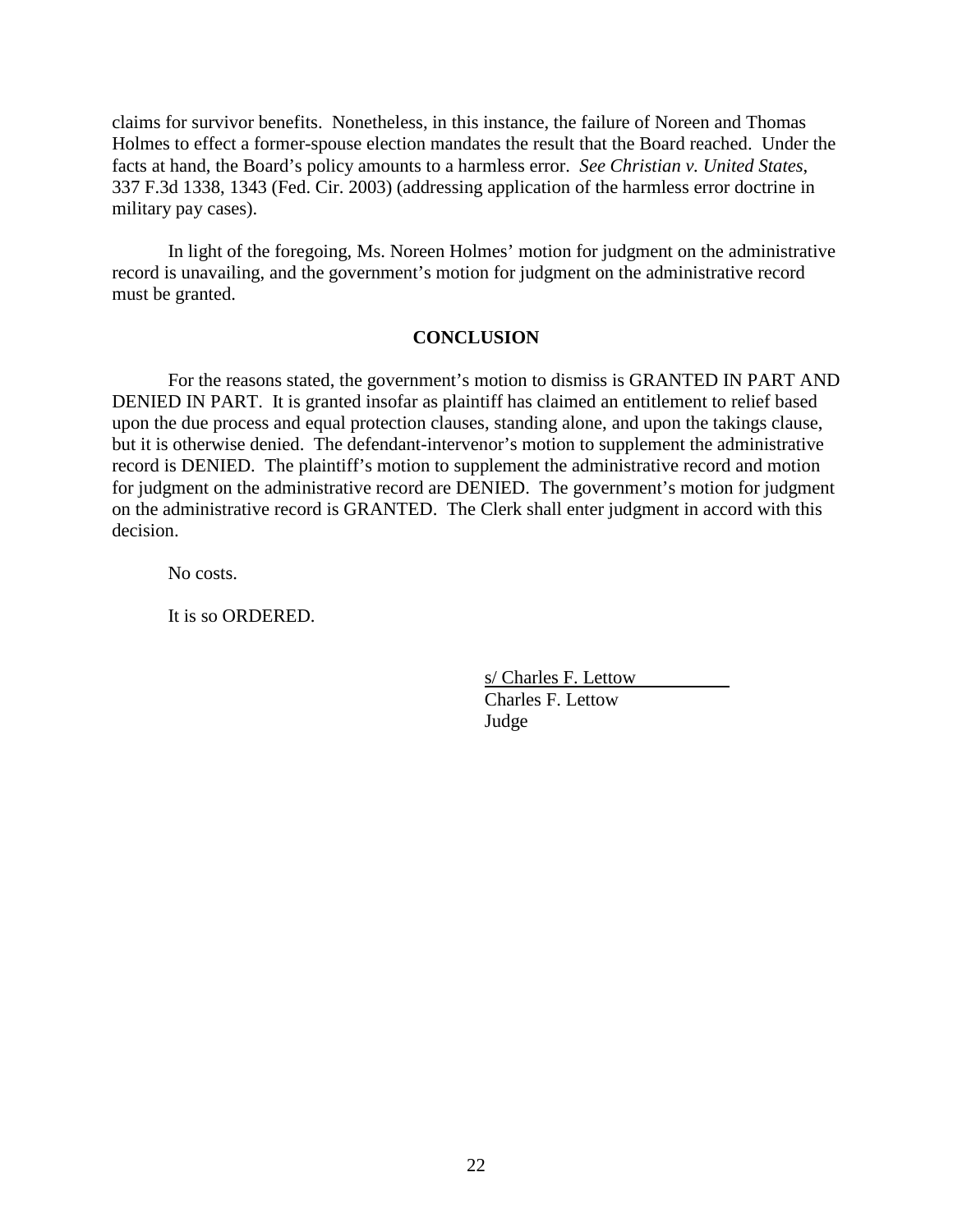claims for survivor benefits. Nonetheless, in this instance, the failure of Noreen and Thomas Holmes to effect a former-spouse election mandates the result that the Board reached. Under the facts at hand, the Board's policy amounts to a harmless error. *See Christian v. United States*, 337 F.3d 1338, 1343 (Fed. Cir. 2003) (addressing application of the harmless error doctrine in military pay cases).

In light of the foregoing, Ms. Noreen Holmes' motion for judgment on the administrative record is unavailing, and the government's motion for judgment on the administrative record must be granted.

## CONCLUSION

For the reasons stated, the government's motion to dismiss is GRANTED IN PART AND DENIED IN PART. It is granted insofar as plaintiff has claimed an entitlement to relief based upon the due process and equal protection clauses, standing alone, and upon the takings clause, but it is otherwise denied. The defendant-intervenor's motion to supplement the administrative record is DENIED. The plaintiff's motion to supplement the administrative record and motion for judgment on the administrative record are DENIED. The government's motion for judgment on the administrative record is GRANTED. The Clerk shall enter judgment in accord with this decision.

No costs.

It is so ORDERED.

s/ Charles F. Lettow
Charles F. Lettow
Judge